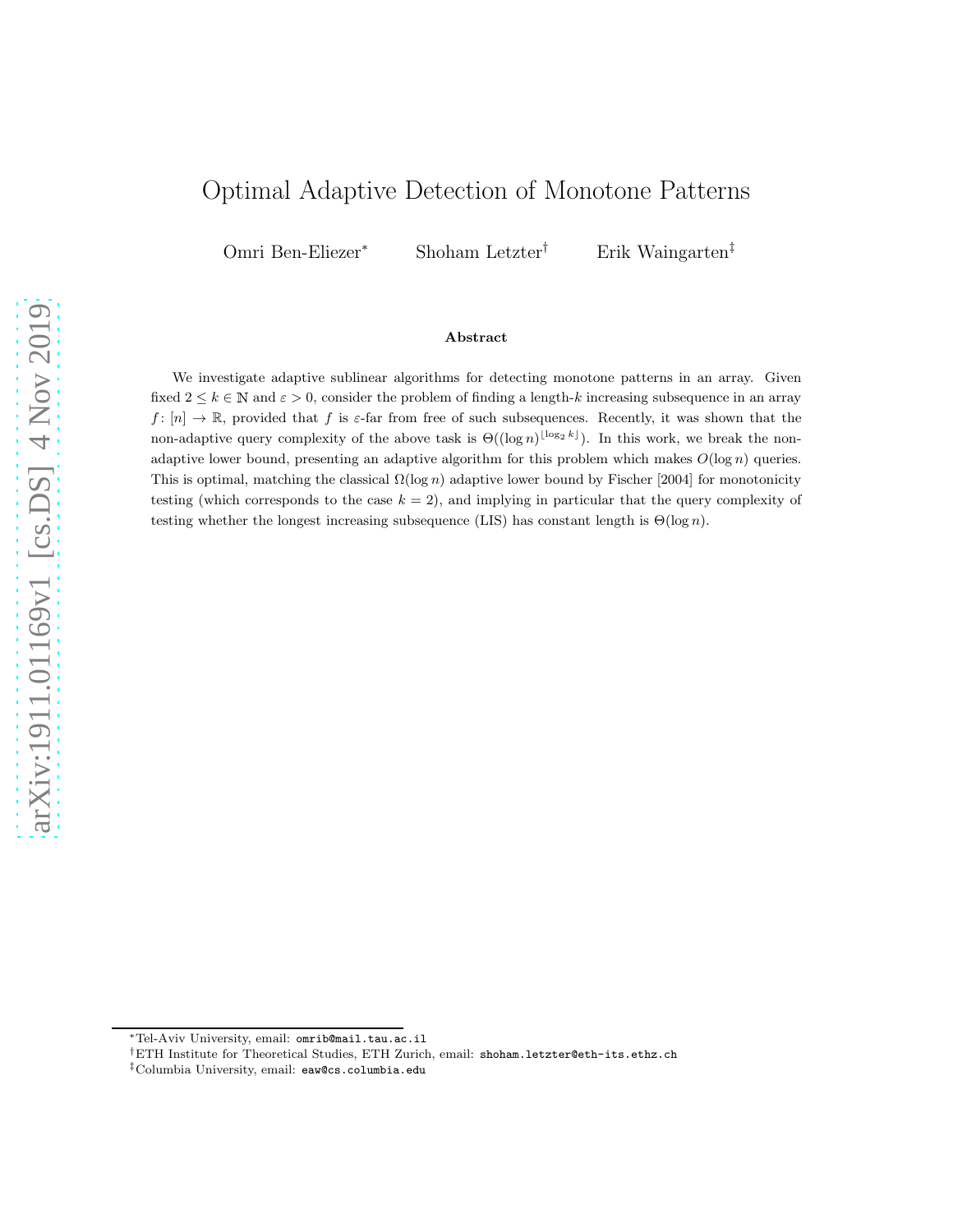# Optimal Adaptive Detection of Monotone Patterns

Omri Ben-Eliezer[*] Shoham Letzter[†] Erik Waingarten[‡]

### Abstract

We investigate adaptive sublinear algorithms for detecting monotone patterns in an array. Given fixed $2 \leq k \in \mathbb{N}$ and $\varepsilon > 0$, consider the problem of finding a length-$k$ increasing subsequence in an array $f\colon [n] \to \mathbb{R}$, provided that $f$ is $\varepsilon$-far from free of such subsequences. Recently, it was shown that the non-adaptive query complexity of the above task is $\Theta((\log n)^{\lfloor \log_2 k \rfloor})$. In this work, we break the non-adaptive lower bound, presenting an adaptive algorithm for this problem which makes $O(\log n)$ queries. This is optimal, matching the classical $\Omega(\log n)$ adaptive lower bound by Fischer [2004] for monotonicity testing (which corresponds to the case $k = 2$), and implying in particular that the query complexity of testing whether the longest increasing subsequence (LIS) has constant length is $\Theta(\log n)$.

---

[*] Tel-Aviv University, email: `omrib@mail.tau.ac.il`

[†] ETH Institute for Theoretical Studies, ETH Zurich, email: `shoham.letzter@eth-its.ethz.ch`

[‡] Columbia University, email: `eaw@cs.columbia.edu`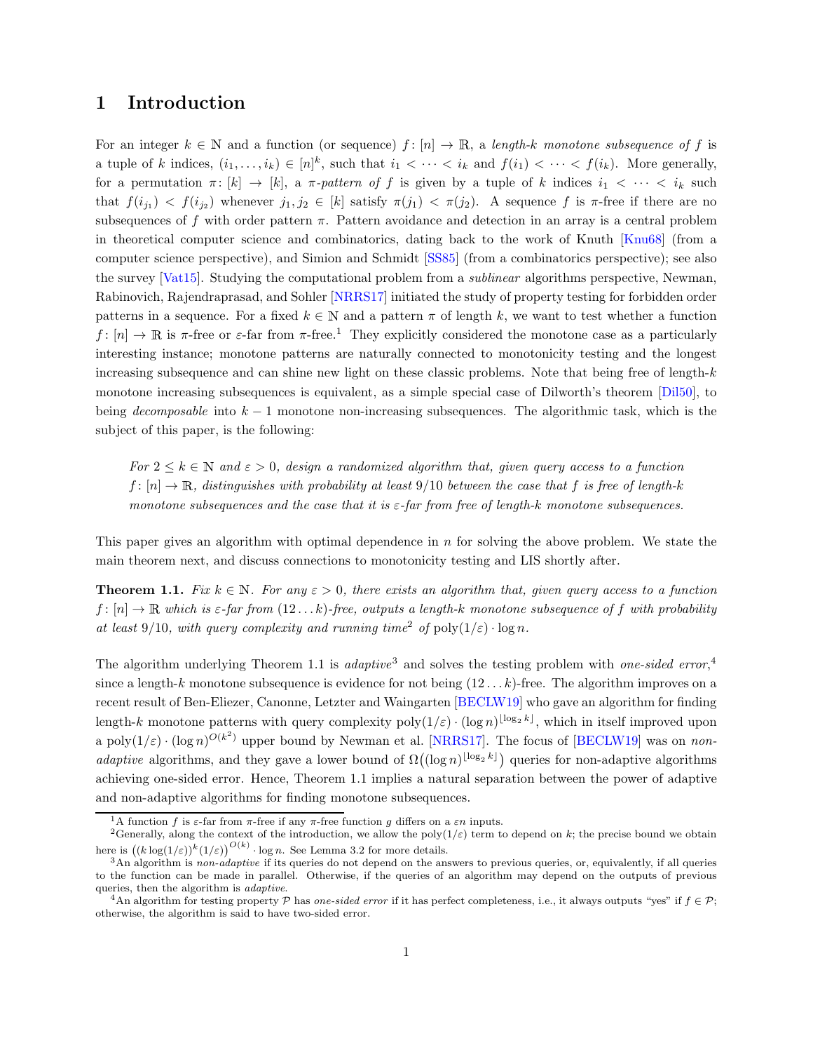# 1 Introduction

For an integer $k \in \mathbb{N}$ and a function (or sequence) $f\colon [n] \to \mathbb{R}$, a *length-$k$ monotone subsequence of $f$* is a tuple of $k$ indices, $(i_1, \ldots, i_k) \in [n]^k$, such that $i_1 < \cdots < i_k$ and $f(i_1) < \cdots < f(i_k)$. More generally, for a permutation $\pi\colon [k] \to [k]$, a *$\pi$-pattern of $f$* is given by a tuple of $k$ indices $i_1 < \cdots < i_k$ such that $f(i_{j_1}) < f(i_{j_2})$ whenever $j_1, j_2 \in [k]$ satisfy $\pi(j_1) < \pi(j_2)$. A sequence $f$ is $\pi$-free if there are no subsequences of $f$ with order pattern $\pi$. Pattern avoidance and detection in an array is a central problem in theoretical computer science and combinatorics, dating back to the work of Knuth [Knu68] (from a computer science perspective), and Simion and Schmidt [SS85] (from a combinatorics perspective); see also the survey [Vat15]. Studying the computational problem from a *sublinear* algorithms perspective, Newman, Rabinovich, Rajendraprasad, and Sohler [NRRS17] initiated the study of property testing for forbidden order patterns in a sequence. For a fixed $k \in \mathbb{N}$ and a pattern $\pi$ of length $k$, we want to test whether a function $f\colon [n] \to \mathbb{R}$ is $\pi$-free or $\varepsilon$-far from $\pi$-free.[1] They explicitly considered the monotone case as a particularly interesting instance; monotone patterns are naturally connected to monotonicity testing and the longest increasing subsequence and can shine new light on these classic problems. Note that being free of length-$k$ monotone increasing subsequences is equivalent, as a simple special case of Dilworth's theorem [Dil50], to being *decomposable* into $k-1$ monotone non-increasing subsequences. The algorithmic task, which is the subject of this paper, is the following:

> *For $2 \leq k \in \mathbb{N}$ and $\varepsilon > 0$, design a randomized algorithm that, given query access to a function $f\colon [n] \to \mathbb{R}$, distinguishes with probability at least $9/10$ between the case that $f$ is free of length-$k$ monotone subsequences and the case that it is $\varepsilon$-far from free of length-$k$ monotone subsequences.*

This paper gives an algorithm with optimal dependence in $n$ for solving the above problem. We state the main theorem next, and discuss connections to monotonicity testing and LIS shortly after.

**Theorem 1.1.** *Fix $k \in \mathbb{N}$. For any $\varepsilon > 0$, there exists an algorithm that, given query access to a function $f\colon [n] \to \mathbb{R}$ which is $\varepsilon$-far from $(12\ldots k)$-free, outputs a length-$k$ monotone subsequence of $f$ with probability at least $9/10$, with query complexity and running time[2] of $\mathrm{poly}(1/\varepsilon) \cdot \log n$.*

The algorithm underlying Theorem 1.1 is *adaptive*[3] and solves the testing problem with *one-sided error*,[4] since a length-$k$ monotone subsequence is evidence for not being $(12\ldots k)$-free. The algorithm improves on a recent result of Ben-Eliezer, Canonne, Letzter and Waingarten [BECLW19] who gave an algorithm for finding length-$k$ monotone patterns with query complexity $\mathrm{poly}(1/\varepsilon) \cdot (\log n)^{\lfloor \log_2 k \rfloor}$, which in itself improved upon a $\mathrm{poly}(1/\varepsilon) \cdot (\log n)^{O(k^2)}$ upper bound by Newman et al. [NRRS17]. The focus of [BECLW19] was on *non-adaptive* algorithms, and they gave a lower bound of $\Omega\big((\log n)^{\lfloor \log_2 k \rfloor}\big)$ queries for non-adaptive algorithms achieving one-sided error. Hence, Theorem 1.1 implies a natural separation between the power of adaptive and non-adaptive algorithms for finding monotone subsequences.

---

[1] A function $f$ is $\varepsilon$-far from $\pi$-free if any $\pi$-free function $g$ differs on a $\varepsilon n$ inputs.

[2] Generally, along the context of the introduction, we allow the $\mathrm{poly}(1/\varepsilon)$ term to depend on $k$; the precise bound we obtain here is $\big((k \log(1/\varepsilon))^k (1/\varepsilon)\big)^{O(k)} \cdot \log n$. See Lemma 3.2 for more details.

[3] An algorithm is *non-adaptive* if its queries do not depend on the answers to previous queries, or, equivalently, if all queries to the function can be made in parallel. Otherwise, if the queries of an algorithm may depend on the outputs of previous queries, then the algorithm is *adaptive*.

[4] An algorithm for testing property $\mathcal{P}$ has *one-sided error* if it has perfect completeness, i.e., it always outputs "yes" if $f \in \mathcal{P}$; otherwise, the algorithm is said to have two-sided error.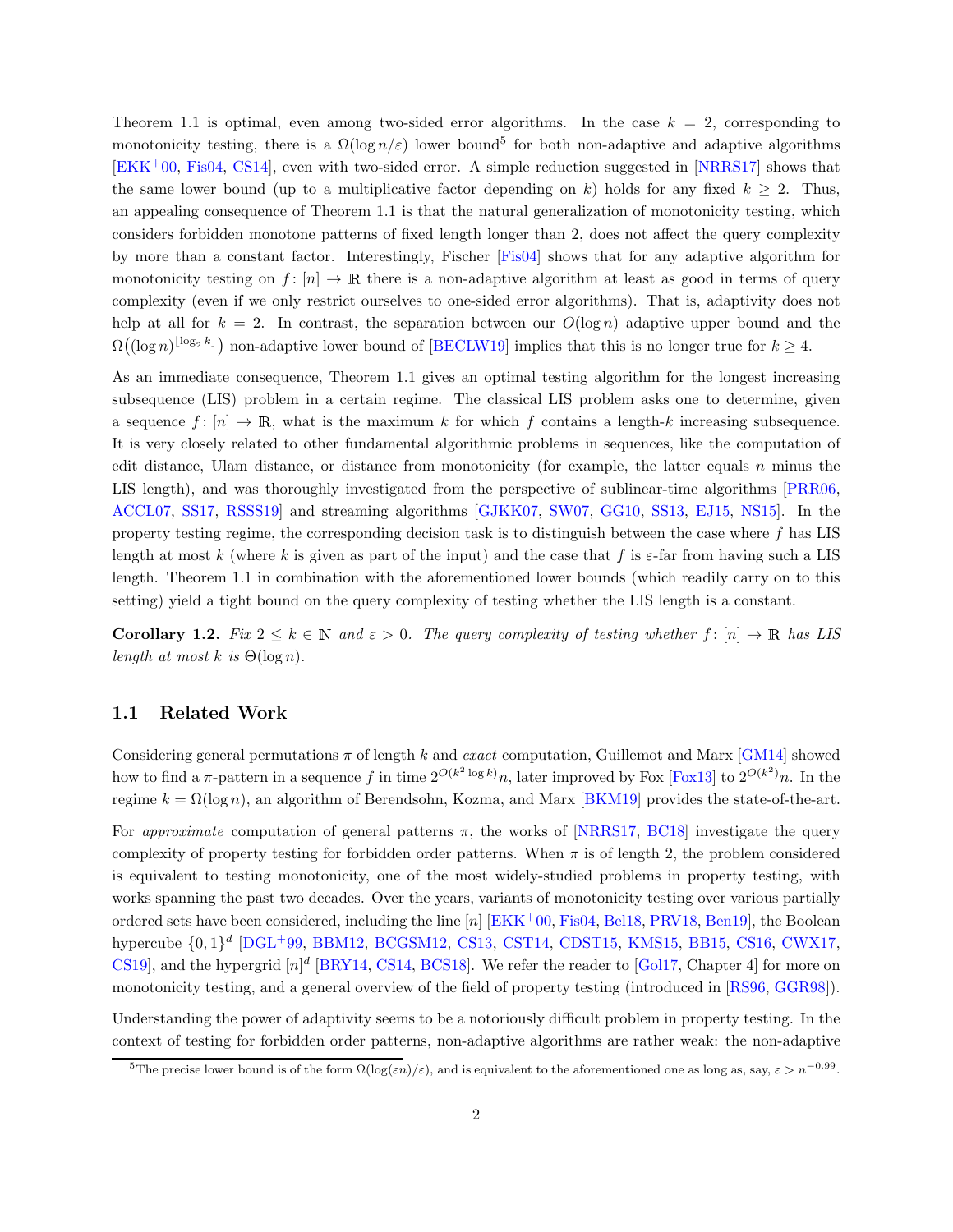Theorem 1.1 is optimal, even among two-sided error algorithms. In the case $k = 2$, corresponding to monotonicity testing, there is a $\Omega(\log n/\varepsilon)$ lower bound[5] for both non-adaptive and adaptive algorithms [EKK+00, Fis04, CS14], even with two-sided error. A simple reduction suggested in [NRRS17] shows that the same lower bound (up to a multiplicative factor depending on $k$) holds for any fixed $k \geq 2$. Thus, an appealing consequence of Theorem 1.1 is that the natural generalization of monotonicity testing, which considers forbidden monotone patterns of fixed length longer than 2, does not affect the query complexity by more than a constant factor. Interestingly, Fischer [Fis04] shows that for any adaptive algorithm for monotonicity testing on $f \colon [n] \to \mathbb{R}$ there is a non-adaptive algorithm at least as good in terms of query complexity (even if we only restrict ourselves to one-sided error algorithms). That is, adaptivity does not help at all for $k = 2$. In contrast, the separation between our $O(\log n)$ adaptive upper bound and the $\Omega\big((\log n)^{\lfloor \log_2 k \rfloor}\big)$ non-adaptive lower bound of [BECLW19] implies that this is no longer true for $k \geq 4$.

As an immediate consequence, Theorem 1.1 gives an optimal testing algorithm for the longest increasing subsequence (LIS) problem in a certain regime. The classical LIS problem asks one to determine, given a sequence $f \colon [n] \to \mathbb{R}$, what is the maximum $k$ for which $f$ contains a length-$k$ increasing subsequence. It is very closely related to other fundamental algorithmic problems in sequences, like the computation of edit distance, Ulam distance, or distance from monotonicity (for example, the latter equals $n$ minus the LIS length), and was thoroughly investigated from the perspective of sublinear-time algorithms [PRR06, ACCL07, SS17, RSSS19] and streaming algorithms [GJKK07, SW07, GG10, SS13, EJ15, NS15]. In the property testing regime, the corresponding decision task is to distinguish between the case where $f$ has LIS length at most $k$ (where $k$ is given as part of the input) and the case that $f$ is $\varepsilon$-far from having such a LIS length. Theorem 1.1 in combination with the aforementioned lower bounds (which readily carry on to this setting) yield a tight bound on the query complexity of testing whether the LIS length is a constant.

**Corollary 1.2.** *Fix $2 \leq k \in \mathbb{N}$ and $\varepsilon > 0$. The query complexity of testing whether $f \colon [n] \to \mathbb{R}$ has LIS length at most $k$ is $\Theta(\log n)$.*

## 1.1 Related Work

Considering general permutations $\pi$ of length $k$ and *exact* computation, Guillemot and Marx [GM14] showed how to find a $\pi$-pattern in a sequence $f$ in time $2^{O(k^2 \log k)}n$, later improved by Fox [Fox13] to $2^{O(k^2)}n$. In the regime $k = \Omega(\log n)$, an algorithm of Berendsohn, Kozma, and Marx [BKM19] provides the state-of-the-art.

For *approximate* computation of general patterns $\pi$, the works of [NRRS17, BC18] investigate the query complexity of property testing for forbidden order patterns. When $\pi$ is of length 2, the problem considered is equivalent to testing monotonicity, one of the most widely-studied problems in property testing, with works spanning the past two decades. Over the years, variants of monotonicity testing over various partially ordered sets have been considered, including the line $[n]$ [EKK+00, Fis04, Bel18, PRV18, Ben19], the Boolean hypercube $\{0,1\}^d$ [DGL+99, BBM12, BCGSM12, CS13, CST14, CDST15, KMS15, BB15, CS16, CWX17, CS19], and the hypergrid $[n]^d$ [BRY14, CS14, BCS18]. We refer the reader to [Gol17, Chapter 4] for more on monotonicity testing, and a general overview of the field of property testing (introduced in [RS96, GGR98]).

Understanding the power of adaptivity seems to be a notoriously difficult problem in property testing. In the context of testing for forbidden order patterns, non-adaptive algorithms are rather weak: the non-adaptive

[5] The precise lower bound is of the form $\Omega(\log(\varepsilon n)/\varepsilon)$, and is equivalent to the aforementioned one as long as, say, $\varepsilon > n^{-0.99}$.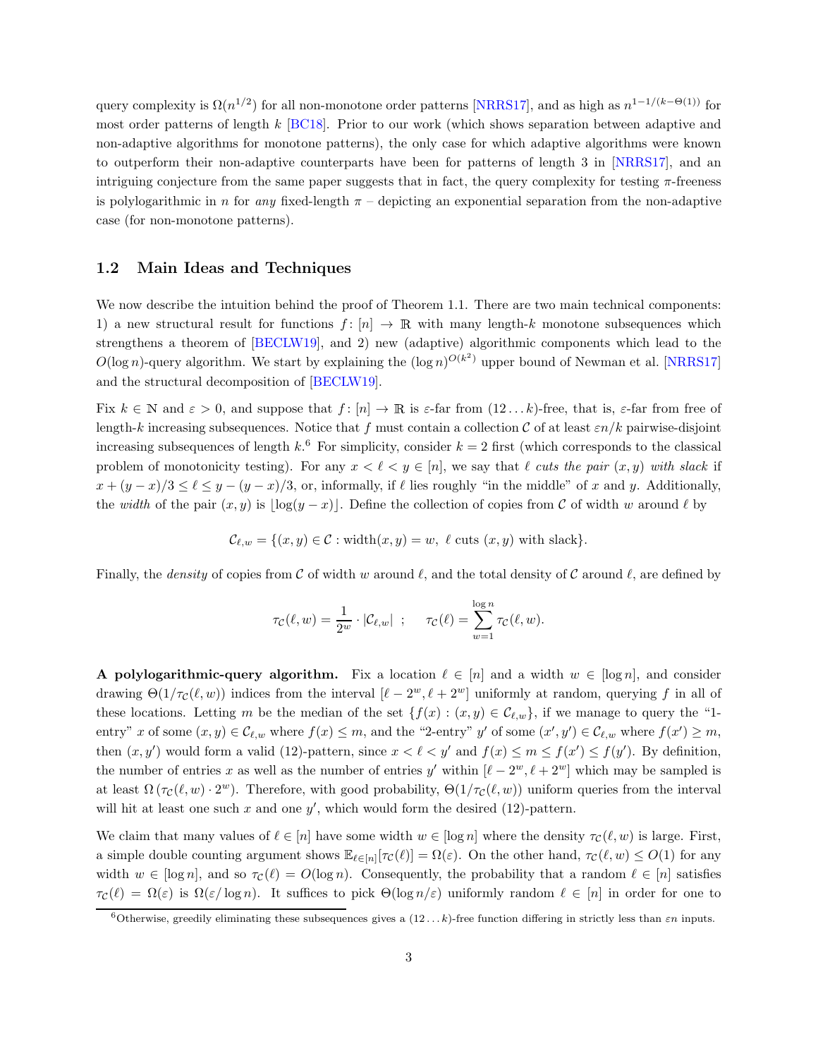query complexity is $\Omega(n^{1/2})$ for all non-monotone order patterns [NRRS17], and as high as $n^{1-1/(k-\Theta(1))}$ for most order patterns of length $k$ [BC18]. Prior to our work (which shows separation between adaptive and non-adaptive algorithms for monotone patterns), the only case for which adaptive algorithms were known to outperform their non-adaptive counterparts have been for patterns of length 3 in [NRRS17], and an intriguing conjecture from the same paper suggests that in fact, the query complexity for testing $\pi$-freeness is polylogarithmic in $n$ for *any* fixed-length $\pi$ – depicting an exponential separation from the non-adaptive case (for non-monotone patterns).

## 1.2 Main Ideas and Techniques

We now describe the intuition behind the proof of Theorem 1.1. There are two main technical components: 1) a new structural result for functions $f\colon [n] \to \mathbb{R}$ with many length-$k$ monotone subsequences which strengthens a theorem of [BECLW19], and 2) new (adaptive) algorithmic components which lead to the $O(\log n)$-query algorithm. We start by explaining the $(\log n)^{O(k^2)}$ upper bound of Newman et al. [NRRS17] and the structural decomposition of [BECLW19].

Fix $k \in \mathbb{N}$ and $\varepsilon > 0$, and suppose that $f\colon [n] \to \mathbb{R}$ is $\varepsilon$-far from $(12\dots k)$-free, that is, $\varepsilon$-far from free of length-$k$ increasing subsequences. Notice that $f$ must contain a collection $\mathcal{C}$ of at least $\varepsilon n/k$ pairwise-disjoint increasing subsequences of length $k$.[6] For simplicity, consider $k = 2$ first (which corresponds to the classical problem of monotonicity testing). For any $x < \ell < y \in [n]$, we say that $\ell$ *cuts the pair* $(x, y)$ *with slack* if $x + (y - x)/3 \le \ell \le y - (y - x)/3$, or, informally, if $\ell$ lies roughly "in the middle" of $x$ and $y$. Additionally, the *width* of the pair $(x, y)$ is $\lfloor \log(y - x) \rfloor$. Define the collection of copies from $\mathcal{C}$ of width $w$ around $\ell$ by

$$\mathcal{C}_{\ell,w} = \{(x, y) \in \mathcal{C} : \text{width}(x, y) = w,\ \ell \text{ cuts } (x, y) \text{ with slack}\}.$$

Finally, the *density* of copies from $\mathcal{C}$ of width $w$ around $\ell$, and the total density of $\mathcal{C}$ around $\ell$, are defined by

$$\tau_{\mathcal{C}}(\ell, w) = \frac{1}{2^w} \cdot |\mathcal{C}_{\ell,w}| \ \ ; \qquad \tau_{\mathcal{C}}(\ell) = \sum_{w=1}^{\log n} \tau_{\mathcal{C}}(\ell, w).$$

**A polylogarithmic-query algorithm.** Fix a location $\ell \in [n]$ and a width $w \in [\log n]$, and consider drawing $\Theta(1/\tau_{\mathcal{C}}(\ell, w))$ indices from the interval $[\ell - 2^w, \ell + 2^w]$ uniformly at random, querying $f$ in all of these locations. Letting $m$ be the median of the set $\{f(x) : (x, y) \in \mathcal{C}_{\ell,w}\}$, if we manage to query the "1-entry" $x$ of some $(x, y) \in \mathcal{C}_{\ell,w}$ where $f(x) \le m$, and the "2-entry" $y'$ of some $(x', y') \in \mathcal{C}_{\ell,w}$ where $f(x') \ge m$, then $(x, y')$ would form a valid (12)-pattern, since $x < \ell < y'$ and $f(x) \le m \le f(x') \le f(y')$. By definition, the number of entries $x$ as well as the number of entries $y'$ within $[\ell - 2^w, \ell + 2^w]$ which may be sampled is at least $\Omega(\tau_{\mathcal{C}}(\ell, w) \cdot 2^w)$. Therefore, with good probability, $\Theta(1/\tau_{\mathcal{C}}(\ell, w))$ uniform queries from the interval will hit at least one such $x$ and one $y'$, which would form the desired (12)-pattern.

We claim that many values of $\ell \in [n]$ have some width $w \in [\log n]$ where the density $\tau_{\mathcal{C}}(\ell, w)$ is large. First, a simple double counting argument shows $\mathbb{E}_{\ell \in [n]}[\tau_{\mathcal{C}}(\ell)] = \Omega(\varepsilon)$. On the other hand, $\tau_{\mathcal{C}}(\ell, w) \le O(1)$ for any width $w \in [\log n]$, and so $\tau_{\mathcal{C}}(\ell) = O(\log n)$. Consequently, the probability that a random $\ell \in [n]$ satisfies $\tau_{\mathcal{C}}(\ell) = \Omega(\varepsilon)$ is $\Omega(\varepsilon/\log n)$. It suffices to pick $\Theta(\log n/\varepsilon)$ uniformly random $\ell \in [n]$ in order for one to

[6] Otherwise, greedily eliminating these subsequences gives a $(12\dots k)$-free function differing in strictly less than $\varepsilon n$ inputs.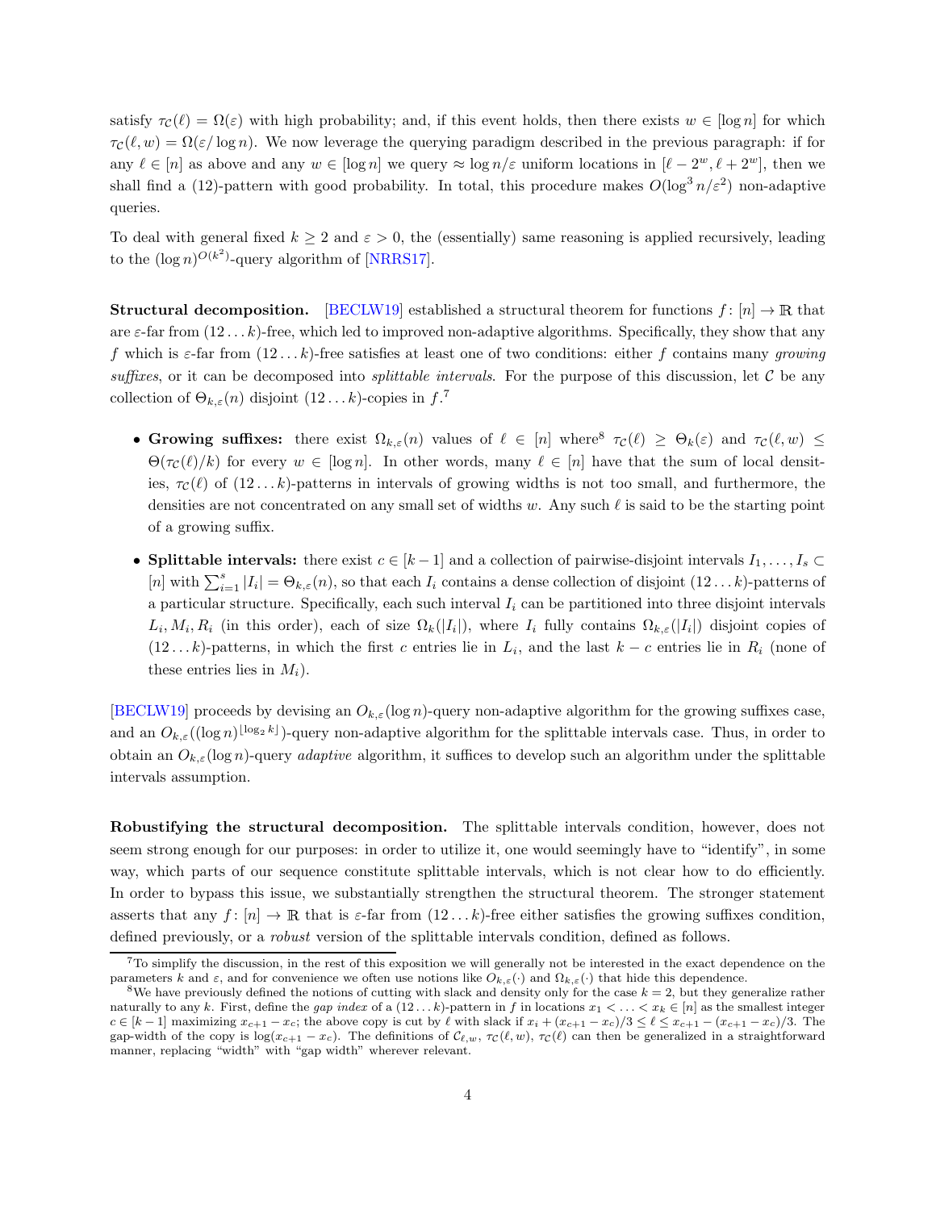satisfy $\tau_{\mathcal{C}}(\ell) = \Omega(\varepsilon)$ with high probability; and, if this event holds, then there exists $w \in [\log n]$ for which $\tau_{\mathcal{C}}(\ell, w) = \Omega(\varepsilon/\log n)$. We now leverage the querying paradigm described in the previous paragraph: if for any $\ell \in [n]$ as above and any $w \in [\log n]$ we query $\approx \log n/\varepsilon$ uniform locations in $[\ell - 2^w, \ell + 2^w]$, then we shall find a (12)-pattern with good probability. In total, this procedure makes $O(\log^3 n/\varepsilon^2)$ non-adaptive queries.

To deal with general fixed $k \geq 2$ and $\varepsilon > 0$, the (essentially) same reasoning is applied recursively, leading to the $(\log n)^{O(k^2)}$-query algorithm of [NRRS17].

**Structural decomposition.** [BECLW19] established a structural theorem for functions $f \colon [n] \to \mathbb{R}$ that are $\varepsilon$-far from $(12\dots k)$-free, which led to improved non-adaptive algorithms. Specifically, they show that any $f$ which is $\varepsilon$-far from $(12\dots k)$-free satisfies at least one of two conditions: either $f$ contains many *growing suffixes*, or it can be decomposed into *splittable intervals*. For the purpose of this discussion, let $\mathcal{C}$ be any collection of $\Theta_{k,\varepsilon}(n)$ disjoint $(12\dots k)$-copies in $f$.[7]

- **Growing suffixes:** there exist $\Omega_{k,\varepsilon}(n)$ values of $\ell \in [n]$ where[8] $\tau_{\mathcal{C}}(\ell) \geq \Theta_k(\varepsilon)$ and $\tau_{\mathcal{C}}(\ell, w) \leq \Theta(\tau_{\mathcal{C}}(\ell)/k)$ for every $w \in [\log n]$. In other words, many $\ell \in [n]$ have that the sum of local densities, $\tau_{\mathcal{C}}(\ell)$ of $(12\dots k)$-patterns in intervals of growing widths is not too small, and furthermore, the densities are not concentrated on any small set of widths $w$. Any such $\ell$ is said to be the starting point of a growing suffix.
- **Splittable intervals:** there exist $c \in [k-1]$ and a collection of pairwise-disjoint intervals $I_1, \dots, I_s \subset [n]$ with $\sum_{i=1}^{s} |I_i| = \Theta_{k,\varepsilon}(n)$, so that each $I_i$ contains a dense collection of disjoint $(12\dots k)$-patterns of a particular structure. Specifically, each such interval $I_i$ can be partitioned into three disjoint intervals $L_i, M_i, R_i$ (in this order), each of size $\Omega_k(|I_i|)$, where $I_i$ fully contains $\Omega_{k,\varepsilon}(|I_i|)$ disjoint copies of $(12\dots k)$-patterns, in which the first $c$ entries lie in $L_i$, and the last $k-c$ entries lie in $R_i$ (none of these entries lies in $M_i$).

[BECLW19] proceeds by devising an $O_{k,\varepsilon}(\log n)$-query non-adaptive algorithm for the growing suffixes case, and an $O_{k,\varepsilon}((\log n)^{\lfloor \log_2 k \rfloor})$-query non-adaptive algorithm for the splittable intervals case. Thus, in order to obtain an $O_{k,\varepsilon}(\log n)$-query *adaptive* algorithm, it suffices to develop such an algorithm under the splittable intervals assumption.

**Robustifying the structural decomposition.** The splittable intervals condition, however, does not seem strong enough for our purposes: in order to utilize it, one would seemingly have to "identify", in some way, which parts of our sequence constitute splittable intervals, which is not clear how to do efficiently. In order to bypass this issue, we substantially strengthen the structural theorem. The stronger statement asserts that any $f \colon [n] \to \mathbb{R}$ that is $\varepsilon$-far from $(12\dots k)$-free either satisfies the growing suffixes condition, defined previously, or a *robust* version of the splittable intervals condition, defined as follows.

[7] To simplify the discussion, in the rest of this exposition we will generally not be interested in the exact dependence on the parameters $k$ and $\varepsilon$, and for convenience we often use notions like $O_{k,\varepsilon}(\cdot)$ and $\Omega_{k,\varepsilon}(\cdot)$ that hide this dependence.

[8] We have previously defined the notions of cutting with slack and density only for the case $k = 2$, but they generalize rather naturally to any $k$. First, define the *gap index* of a $(12\dots k)$-pattern in $f$ in locations $x_1 < \dots < x_k \in [n]$ as the smallest integer $c \in [k-1]$ maximizing $x_{c+1} - x_c$; the above copy is cut by $\ell$ with slack if $x_i + (x_{c+1} - x_c)/3 \leq \ell \leq x_{c+1} - (x_{c+1} - x_c)/3$. The gap-width of the copy is $\log(x_{c+1} - x_c)$. The definitions of $\mathcal{C}_{\ell,w}$, $\tau_{\mathcal{C}}(\ell, w)$, $\tau_{\mathcal{C}}(\ell)$ can then be generalized in a straightforward manner, replacing "width" with "gap width" wherever relevant.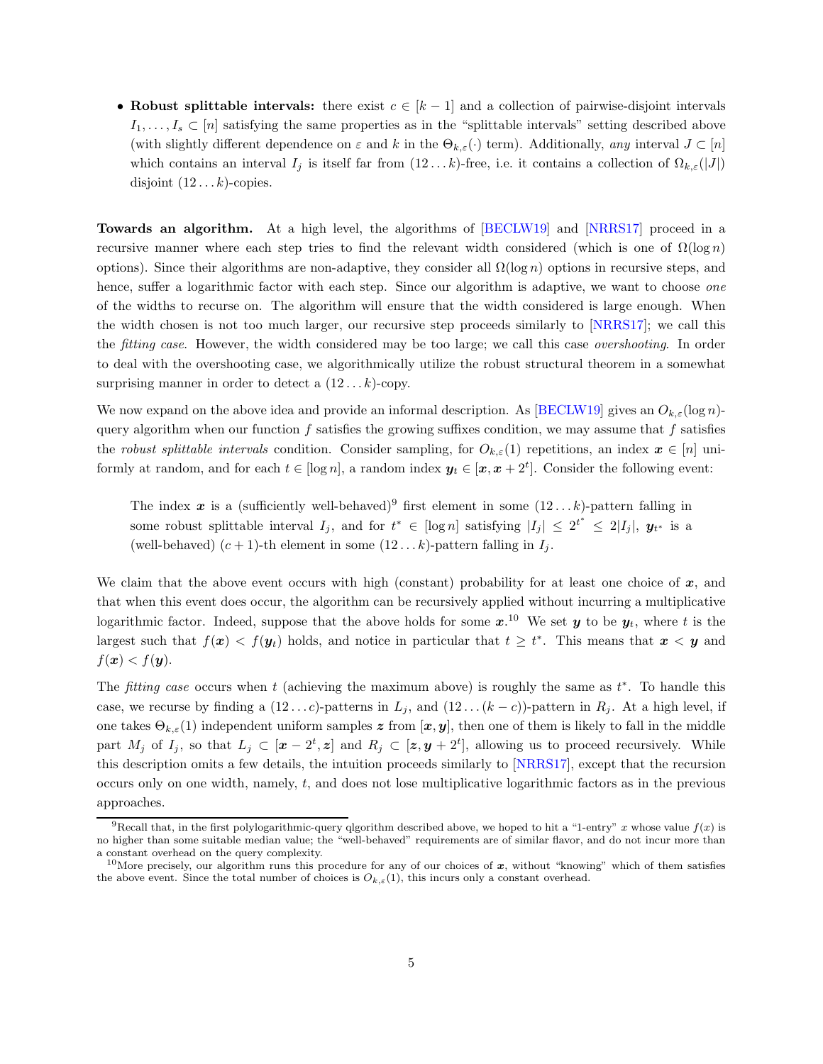- **Robust splittable intervals:** there exist $c \in [k-1]$ and a collection of pairwise-disjoint intervals $I_1, \ldots, I_s \subset [n]$ satisfying the same properties as in the "splittable intervals" setting described above (with slightly different dependence on $\varepsilon$ and $k$ in the $\Theta_{k,\varepsilon}(\cdot)$ term). Additionally, *any* interval $J \subset [n]$ which contains an interval $I_j$ is itself far from $(12 \ldots k)$-free, i.e. it contains a collection of $\Omega_{k,\varepsilon}(|J|)$ disjoint $(12 \ldots k)$-copies.

**Towards an algorithm.** At a high level, the algorithms of [BECLW19] and [NRRS17] proceed in a recursive manner where each step tries to find the relevant width considered (which is one of $\Omega(\log n)$ options). Since their algorithms are non-adaptive, they consider all $\Omega(\log n)$ options in recursive steps, and hence, suffer a logarithmic factor with each step. Since our algorithm is adaptive, we want to choose *one* of the widths to recurse on. The algorithm will ensure that the width considered is large enough. When the width chosen is not too much larger, our recursive step proceeds similarly to [NRRS17]; we call this the *fitting case*. However, the width considered may be too large; we call this case *overshooting*. In order to deal with the overshooting case, we algorithmically utilize the robust structural theorem in a somewhat surprising manner in order to detect a $(12 \ldots k)$-copy.

We now expand on the above idea and provide an informal description. As [BECLW19] gives an $O_{k,\varepsilon}(\log n)$-query algorithm when our function $f$ satisfies the growing suffixes condition, we may assume that $f$ satisfies the *robust splittable intervals* condition. Consider sampling, for $O_{k,\varepsilon}(1)$ repetitions, an index $\boldsymbol{x} \in [n]$ uniformly at random, and for each $t \in [\log n]$, a random index $\boldsymbol{y}_t \in [\boldsymbol{x}, \boldsymbol{x} + 2^t]$. Consider the following event:

> The index $\boldsymbol{x}$ is a (sufficiently well-behaved)[9] first element in some $(12 \ldots k)$-pattern falling in some robust splittable interval $I_j$, and for $t^* \in [\log n]$ satisfying $|I_j| \leq 2^{t^*} \leq 2|I_j|$, $\boldsymbol{y}_{t^*}$ is a (well-behaved) $(c+1)$-th element in some $(12 \ldots k)$-pattern falling in $I_j$.

We claim that the above event occurs with high (constant) probability for at least one choice of $\boldsymbol{x}$, and that when this event does occur, the algorithm can be recursively applied without incurring a multiplicative logarithmic factor. Indeed, suppose that the above holds for some $\boldsymbol{x}$.[10] We set $\boldsymbol{y}$ to be $\boldsymbol{y}_t$, where $t$ is the largest such that $f(\boldsymbol{x}) < f(\boldsymbol{y}_t)$ holds, and notice in particular that $t \geq t^*$. This means that $\boldsymbol{x} < \boldsymbol{y}$ and $f(\boldsymbol{x}) < f(\boldsymbol{y})$.

The *fitting case* occurs when $t$ (achieving the maximum above) is roughly the same as $t^*$. To handle this case, we recurse by finding a $(12 \ldots c)$-patterns in $L_j$, and $(12 \ldots (k-c))$-pattern in $R_j$. At a high level, if one takes $\Theta_{k,\varepsilon}(1)$ independent uniform samples $\boldsymbol{z}$ from $[\boldsymbol{x}, \boldsymbol{y}]$, then one of them is likely to fall in the middle part $M_j$ of $I_j$, so that $L_j \subset [\boldsymbol{x} - 2^t, \boldsymbol{z}]$ and $R_j \subset [\boldsymbol{z}, \boldsymbol{y} + 2^t]$, allowing us to proceed recursively. While this description omits a few details, the intuition proceeds similarly to [NRRS17], except that the recursion occurs only on one width, namely, $t$, and does not lose multiplicative logarithmic factors as in the previous approaches.

---

[9] Recall that, in the first polylogarithmic-query qlgorithm described above, we hoped to hit a "1-entry" $x$ whose value $f(x)$ is no higher than some suitable median value; the "well-behaved" requirements are of similar flavor, and do not incur more than a constant overhead on the query complexity.

[10] More precisely, our algorithm runs this procedure for any of our choices of $\boldsymbol{x}$, without "knowing" which of them satisfies the above event. Since the total number of choices is $O_{k,\varepsilon}(1)$, this incurs only a constant overhead.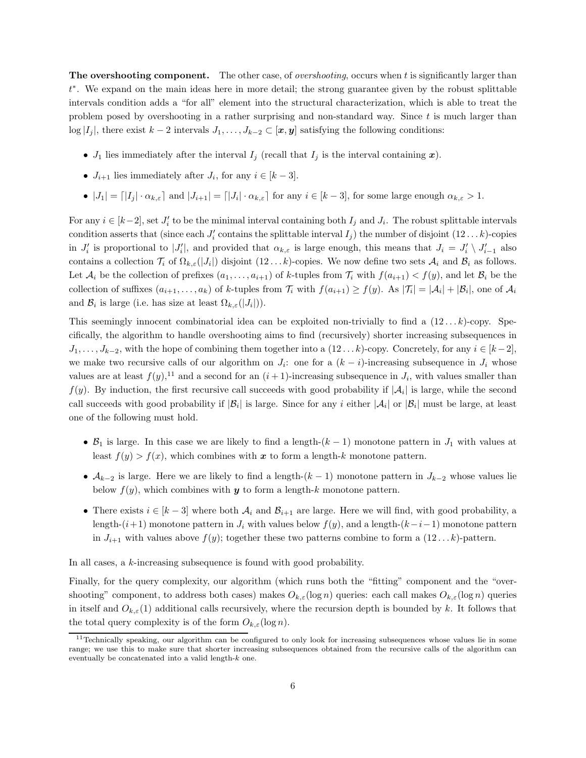**The overshooting component.** The other case, of *overshooting*, occurs when $t$ is significantly larger than $t^*$. We expand on the main ideas here in more detail; the strong guarantee given by the robust splittable intervals condition adds a "for all" element into the structural characterization, which is able to treat the problem posed by overshooting in a rather surprising and non-standard way. Since $t$ is much larger than $\log |I_j|$, there exist $k-2$ intervals $J_1, \ldots, J_{k-2} \subset [\boldsymbol{x}, \boldsymbol{y}]$ satisfying the following conditions:

- $J_1$ lies immediately after the interval $I_j$ (recall that $I_j$ is the interval containing $\boldsymbol{x}$).
- $J_{i+1}$ lies immediately after $J_i$, for any $i \in [k-3]$.
- $|J_1| = \lceil |I_j| \cdot \alpha_{k,\varepsilon} \rceil$ and $|J_{i+1}| = \lceil |J_i| \cdot \alpha_{k,\varepsilon} \rceil$ for any $i \in [k-3]$, for some large enough $\alpha_{k,\varepsilon} > 1$.

For any $i \in [k-2]$, set $J'_i$ to be the minimal interval containing both $I_j$ and $J_i$. The robust splittable intervals condition asserts that (since each $J'_i$ contains the splittable interval $I_j$) the number of disjoint $(12\ldots k)$-copies in $J'_i$ is proportional to $|J'_i|$, and provided that $\alpha_{k,\varepsilon}$ is large enough, this means that $J_i = J'_i \setminus J'_{i-1}$ also contains a collection $\mathcal{T}_i$ of $\Omega_{k,\varepsilon}(|J_i|)$ disjoint $(12\ldots k)$-copies. We now define two sets $\mathcal{A}_i$ and $\mathcal{B}_i$ as follows. Let $\mathcal{A}_i$ be the collection of prefixes $(a_1, \ldots, a_{i+1})$ of $k$-tuples from $\mathcal{T}_i$ with $f(a_{i+1}) < f(y)$, and let $\mathcal{B}_i$ be the collection of suffixes $(a_{i+1}, \ldots, a_k)$ of $k$-tuples from $\mathcal{T}_i$ with $f(a_{i+1}) \geq f(y)$. As $|\mathcal{T}_i| = |\mathcal{A}_i| + |\mathcal{B}_i|$, one of $\mathcal{A}_i$ and $\mathcal{B}_i$ is large (i.e. has size at least $\Omega_{k,\varepsilon}(|J_i|)$).

This seemingly innocent combinatorial idea can be exploited non-trivially to find a $(12\ldots k)$-copy. Specifically, the algorithm to handle overshooting aims to find (recursively) shorter increasing subsequences in $J_1, \ldots, J_{k-2}$, with the hope of combining them together into a $(12\ldots k)$-copy. Concretely, for any $i \in [k-2]$, we make two recursive calls of our algorithm on $J_i$: one for a $(k-i)$-increasing subsequence in $J_i$ whose values are at least $f(y)$,[11] and a second for an $(i+1)$-increasing subsequence in $J_i$, with values smaller than $f(y)$. By induction, the first recursive call succeeds with good probability if $|\mathcal{A}_i|$ is large, while the second call succeeds with good probability if $|\mathcal{B}_i|$ is large. Since for any $i$ either $|\mathcal{A}_i|$ or $|\mathcal{B}_i|$ must be large, at least one of the following must hold.

- $\mathcal{B}_1$ is large. In this case we are likely to find a length-$(k-1)$ monotone pattern in $J_1$ with values at least $f(y) > f(x)$, which combines with $\boldsymbol{x}$ to form a length-$k$ monotone pattern.
- $\mathcal{A}_{k-2}$ is large. Here we are likely to find a length-$(k-1)$ monotone pattern in $J_{k-2}$ whose values lie below $f(y)$, which combines with $\boldsymbol{y}$ to form a length-$k$ monotone pattern.
- There exists $i \in [k-3]$ where both $\mathcal{A}_i$ and $\mathcal{B}_{i+1}$ are large. Here we will find, with good probability, a length-$(i+1)$ monotone pattern in $J_i$ with values below $f(y)$, and a length-$(k-i-1)$ monotone pattern in $J_{i+1}$ with values above $f(y)$; together these two patterns combine to form a $(12\ldots k)$-pattern.

In all cases, a $k$-increasing subsequence is found with good probability.

Finally, for the query complexity, our algorithm (which runs both the "fitting" component and the "overshooting" component, to address both cases) makes $O_{k,\varepsilon}(\log n)$ queries: each call makes $O_{k,\varepsilon}(\log n)$ queries in itself and $O_{k,\varepsilon}(1)$ additional calls recursively, where the recursion depth is bounded by $k$. It follows that the total query complexity is of the form $O_{k,\varepsilon}(\log n)$.

[11] Technically speaking, our algorithm can be configured to only look for increasing subsequences whose values lie in some range; we use this to make sure that shorter increasing subsequences obtained from the recursive calls of the algorithm can eventually be concatenated into a valid length-$k$ one.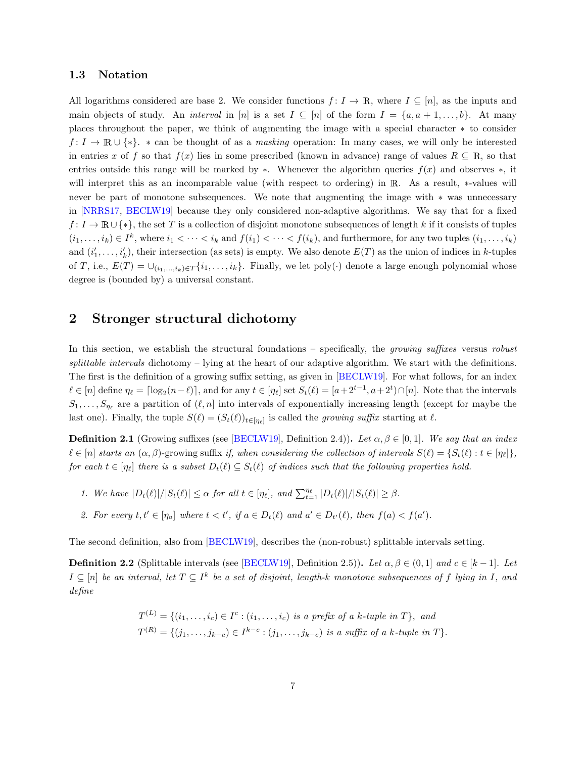### 1.3 Notation

All logarithms considered are base 2. We consider functions $f: I \to \mathbb{R}$, where $I \subseteq [n]$, as the inputs and main objects of study. An *interval* in $[n]$ is a set $I \subseteq [n]$ of the form $I = \{a, a+1, \dots, b\}$. At many places throughout the paper, we think of augmenting the image with a special character $*$ to consider $f: I \to \mathbb{R} \cup \{*\}$. $*$ can be thought of as a *masking* operation: In many cases, we will only be interested in entries $x$ of $f$ so that $f(x)$ lies in some prescribed (known in advance) range of values $R \subseteq \mathbb{R}$, so that entries outside this range will be marked by $*$. Whenever the algorithm queries $f(x)$ and observes $*$, it will interpret this as an incomparable value (with respect to ordering) in $\mathbb{R}$. As a result, $*$-values will never be part of monotone subsequences. We note that augmenting the image with $*$ was unnecessary in [NRRS17, BECLW19] because they only considered non-adaptive algorithms. We say that for a fixed $f: I \to \mathbb{R} \cup \{*\}$, the set $T$ is a collection of disjoint monotone subsequences of length $k$ if it consists of tuples $(i_1, \dots, i_k) \in I^k$, where $i_1 < \cdots < i_k$ and $f(i_1) < \cdots < f(i_k)$, and furthermore, for any two tuples $(i_1, \dots, i_k)$ and $(i'_1, \dots, i'_k)$, their intersection (as sets) is empty. We also denote $E(T)$ as the union of indices in $k$-tuples of $T$, i.e., $E(T) = \cup_{(i_1,\dots,i_k)\in T}\{i_1, \dots, i_k\}$. Finally, we let $\text{poly}(\cdot)$ denote a large enough polynomial whose degree is (bounded by) a universal constant.

## 2 Stronger structural dichotomy

In this section, we establish the structural foundations – specifically, the *growing suffixes* versus *robust splittable intervals* dichotomy – lying at the heart of our adaptive algorithm. We start with the definitions. The first is the definition of a growing suffix setting, as given in [BECLW19]. For what follows, for an index $\ell \in [n]$ define $\eta_\ell = \lceil \log_2(n - \ell) \rceil$, and for any $t \in [\eta_\ell]$ set $S_t(\ell) = [a + 2^{t-1}, a + 2^t) \cap [n]$. Note that the intervals $S_1, \dots, S_{\eta_\ell}$ are a partition of $(\ell, n]$ into intervals of exponentially increasing length (except for maybe the last one). Finally, the tuple $S(\ell) = (S_t(\ell))_{t \in [\eta_\ell]}$ is called the *growing suffix* starting at $\ell$.

**Definition 2.1** (Growing suffixes (see [BECLW19], Definition 2.4))**.** *Let $\alpha, \beta \in [0, 1]$. We say that an index $\ell \in [n]$ starts an $(\alpha, \beta)$-*growing suffix *if, when considering the collection of intervals $S(\ell) = \{S_t(\ell) : t \in [\eta_\ell]\}$, for each $t \in [\eta_\ell]$ there is a subset $D_t(\ell) \subseteq S_t(\ell)$ of indices such that the following properties hold.*

1. *We have $|D_t(\ell)|/|S_t(\ell)| \le \alpha$ for all $t \in [\eta_\ell]$, and $\sum_{t=1}^{\eta_\ell} |D_t(\ell)|/|S_t(\ell)| \ge \beta$.*
2. *For every $t, t' \in [\eta_a]$ where $t < t'$, if $a \in D_t(\ell)$ and $a' \in D_{t'}(\ell)$, then $f(a) < f(a')$.*

The second definition, also from [BECLW19], describes the (non-robust) splittable intervals setting.

**Definition 2.2** (Splittable intervals (see [BECLW19], Definition 2.5))**.** *Let $\alpha, \beta \in (0, 1]$ and $c \in [k-1]$. Let $I \subseteq [n]$ be an interval, let $T \subseteq I^k$ be a set of disjoint, length-$k$ monotone subsequences of $f$ lying in $I$, and define*

$$T^{(L)} = \{(i_1, \dots, i_c) \in I^c : (i_1, \dots, i_c) \text{ is a prefix of a } k\text{-tuple in } T\}, \text{ and}$$
$$T^{(R)} = \{(j_1, \dots, j_{k-c}) \in I^{k-c} : (j_1, \dots, j_{k-c}) \text{ is a suffix of a } k\text{-tuple in } T\}.$$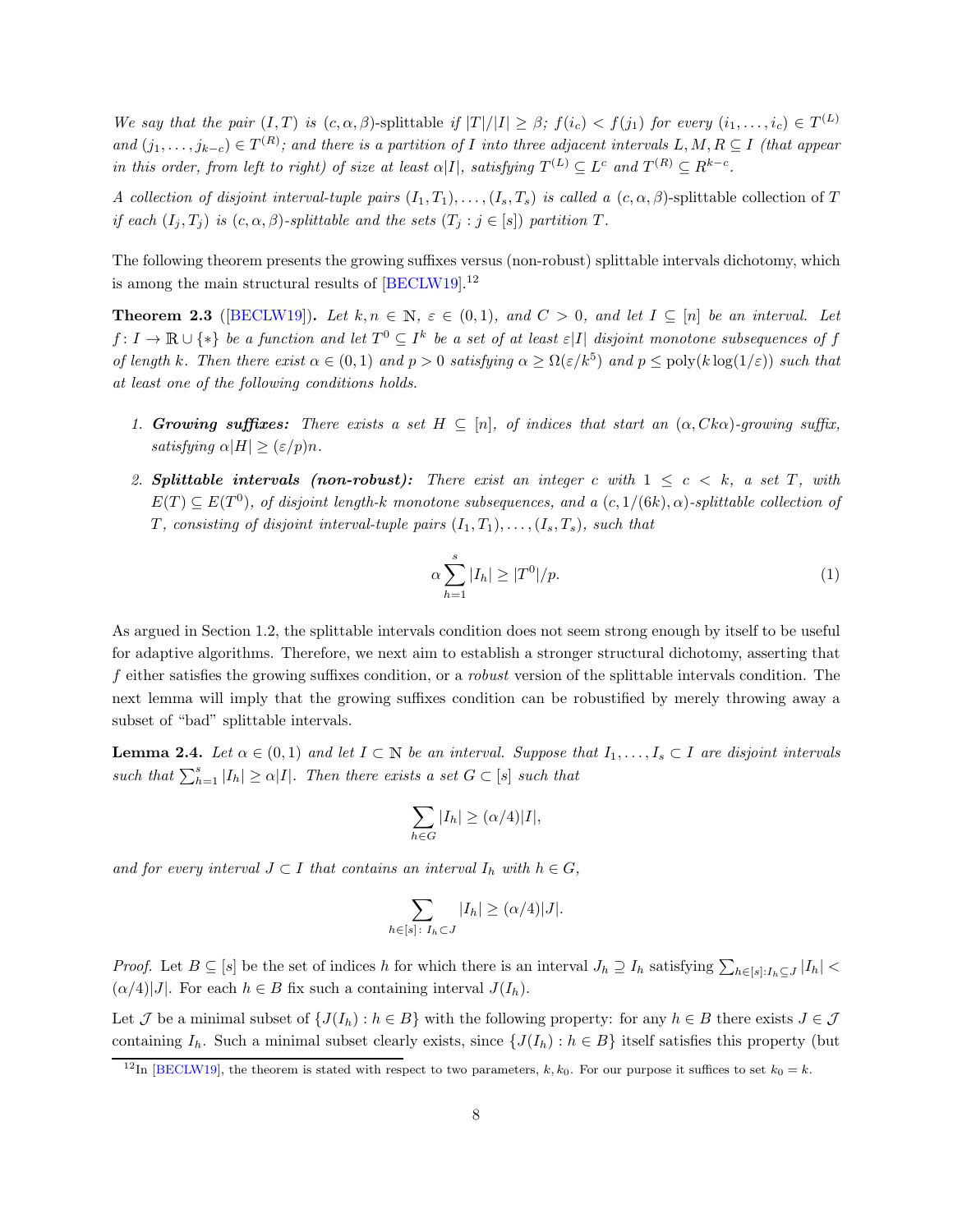*We say that the pair $(I, T)$ is* $(c, \alpha, \beta)$-splittable *if $|T|/|I| \geq \beta$; $f(i_c) < f(j_1)$ for every $(i_1, \ldots, i_c) \in T^{(L)}$ and $(j_1, \ldots, j_{k-c}) \in T^{(R)}$; and there is a partition of $I$ into three adjacent intervals $L, M, R \subseteq I$ (that appear in this order, from left to right) of size at least $\alpha|I|$, satisfying $T^{(L)} \subseteq L^c$ and $T^{(R)} \subseteq R^{k-c}$.*

*A collection of disjoint interval-tuple pairs $(I_1, T_1), \ldots, (I_s, T_s)$ is called a* $(c, \alpha, \beta)$-splittable collection of $T$ *if each $(I_j, T_j)$ is $(c, \alpha, \beta)$-splittable and the sets $(T_j : j \in [s])$ partition $T$.*

The following theorem presents the growing suffixes versus (non-robust) splittable intervals dichotomy, which is among the main structural results of [BECLW19].[12]

**Theorem 2.3** ([BECLW19])**.** *Let $k, n \in \mathbb{N}$, $\varepsilon \in (0, 1)$, and $C > 0$, and let $I \subseteq [n]$ be an interval. Let $f : I \to \mathbb{R} \cup \{*\}$ be a function and let $T^0 \subseteq I^k$ be a set of at least $\varepsilon|I|$ disjoint monotone subsequences of $f$ of length $k$. Then there exist $\alpha \in (0, 1)$ and $p > 0$ satisfying $\alpha \geq \Omega(\varepsilon/k^5)$ and $p \leq \mathrm{poly}(k \log(1/\varepsilon))$ such that at least one of the following conditions holds.*

1. ***Growing suffixes:*** *There exists a set $H \subseteq [n]$, of indices that start an $(\alpha, Ck\alpha)$-growing suffix, satisfying $\alpha|H| \geq (\varepsilon/p)n$.*
2. ***Splittable intervals (non-robust):*** *There exist an integer $c$ with $1 \leq c < k$, a set $T$, with $E(T) \subseteq E(T^0)$, of disjoint length-$k$ monotone subsequences, and a $(c, 1/(6k), \alpha)$-splittable collection of $T$, consisting of disjoint interval-tuple pairs $(I_1, T_1), \ldots, (I_s, T_s)$, such that*

$$\alpha \sum_{h=1}^{s} |I_h| \geq |T^0|/p. \tag{1}$$

As argued in Section 1.2, the splittable intervals condition does not seem strong enough by itself to be useful for adaptive algorithms. Therefore, we next aim to establish a stronger structural dichotomy, asserting that $f$ either satisfies the growing suffixes condition, or a *robust* version of the splittable intervals condition. The next lemma will imply that the growing suffixes condition can be robustified by merely throwing away a subset of "bad" splittable intervals.

**Lemma 2.4.** *Let $\alpha \in (0, 1)$ and let $I \subset \mathbb{N}$ be an interval. Suppose that $I_1, \ldots, I_s \subset I$ are disjoint intervals such that $\sum_{h=1}^{s} |I_h| \geq \alpha|I|$. Then there exists a set $G \subset [s]$ such that*

$$\sum_{h \in G} |I_h| \geq (\alpha/4)|I|,$$

*and for every interval $J \subset I$ that contains an interval $I_h$ with $h \in G$,*

$$\sum_{h \in [s] :\, I_h \subset J} |I_h| \geq (\alpha/4)|J|.$$

*Proof.* Let $B \subseteq [s]$ be the set of indices $h$ for which there is an interval $J_h \supseteq I_h$ satisfying $\sum_{h \in [s]: I_h \subseteq J} |I_h| < (\alpha/4)|J|$. For each $h \in B$ fix such a containing interval $J(I_h)$.

Let $\mathcal{J}$ be a minimal subset of $\{J(I_h) : h \in B\}$ with the following property: for any $h \in B$ there exists $J \in \mathcal{J}$ containing $I_h$. Such a minimal subset clearly exists, since $\{J(I_h) : h \in B\}$ itself satisfies this property (but

[12] In [BECLW19], the theorem is stated with respect to two parameters, $k, k_0$. For our purpose it suffices to set $k_0 = k$.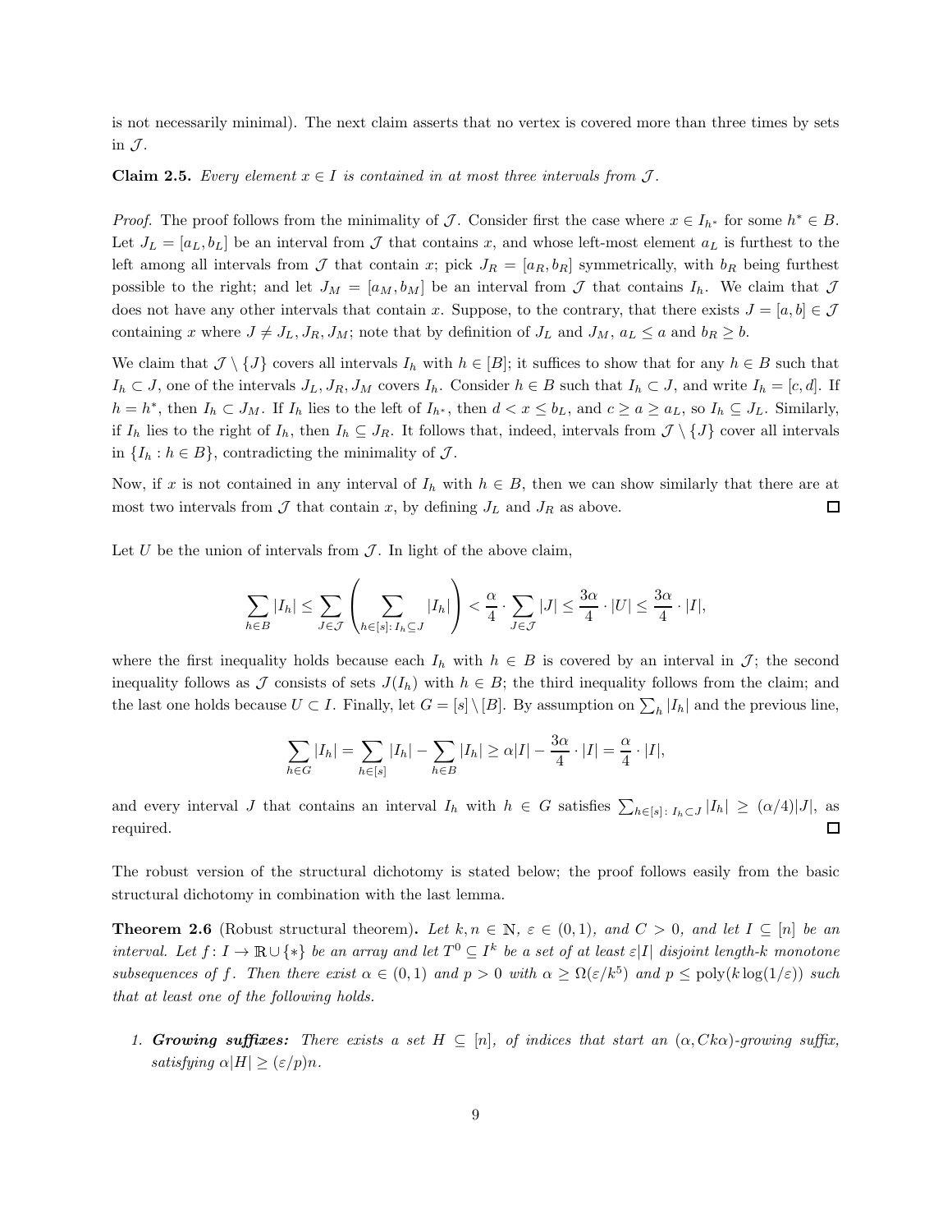is not necessarily minimal). The next claim asserts that no vertex is covered more than three times by sets in $\mathcal{J}$.

**Claim 2.5.** *Every element $x \in I$ is contained in at most three intervals from $\mathcal{J}$.*

*Proof.* The proof follows from the minimality of $\mathcal{J}$. Consider first the case where $x \in I_{h^*}$ for some $h^* \in B$. Let $J_L = [a_L, b_L]$ be an interval from $\mathcal{J}$ that contains $x$, and whose left-most element $a_L$ is furthest to the left among all intervals from $\mathcal{J}$ that contain $x$; pick $J_R = [a_R, b_R]$ symmetrically, with $b_R$ being furthest possible to the right; and let $J_M = [a_M, b_M]$ be an interval from $\mathcal{J}$ that contains $I_h$. We claim that $\mathcal{J}$ does not have any other intervals that contain $x$. Suppose, to the contrary, that there exists $J = [a, b] \in \mathcal{J}$ containing $x$ where $J \neq J_L, J_R, J_M$; note that by definition of $J_L$ and $J_M$, $a_L \leq a$ and $b_R \geq b$.

We claim that $\mathcal{J} \setminus \{J\}$ covers all intervals $I_h$ with $h \in [B]$; it suffices to show that for any $h \in B$ such that $I_h \subset J$, one of the intervals $J_L, J_R, J_M$ covers $I_h$. Consider $h \in B$ such that $I_h \subset J$, and write $I_h = [c, d]$. If $h = h^*$, then $I_h \subset J_M$. If $I_h$ lies to the left of $I_{h^*}$, then $d < x \leq b_L$, and $c \geq a \geq a_L$, so $I_h \subseteq J_L$. Similarly, if $I_h$ lies to the right of $I_h$, then $I_h \subseteq J_R$. It follows that, indeed, intervals from $\mathcal{J} \setminus \{J\}$ cover all intervals in $\{I_h : h \in B\}$, contradicting the minimality of $\mathcal{J}$.

Now, if $x$ is not contained in any interval of $I_h$ with $h \in B$, then we can show similarly that there are at most two intervals from $\mathcal{J}$ that contain $x$, by defining $J_L$ and $J_R$ as above. $\square$

Let $U$ be the union of intervals from $\mathcal{J}$. In light of the above claim,

$$\sum_{h \in B} |I_h| \leq \sum_{J \in \mathcal{J}} \left( \sum_{h \in [s] \colon I_h \subseteq J} |I_h| \right) < \frac{\alpha}{4} \cdot \sum_{J \in \mathcal{J}} |J| \leq \frac{3\alpha}{4} \cdot |U| \leq \frac{3\alpha}{4} \cdot |I|,$$

where the first inequality holds because each $I_h$ with $h \in B$ is covered by an interval in $\mathcal{J}$; the second inequality follows as $\mathcal{J}$ consists of sets $J(I_h)$ with $h \in B$; the third inequality follows from the claim; and the last one holds because $U \subset I$. Finally, let $G = [s] \setminus [B]$. By assumption on $\sum_h |I_h|$ and the previous line,

$$\sum_{h \in G} |I_h| = \sum_{h \in [s]} |I_h| - \sum_{h \in B} |I_h| \geq \alpha |I| - \frac{3\alpha}{4} \cdot |I| = \frac{\alpha}{4} \cdot |I|,$$

and every interval $J$ that contains an interval $I_h$ with $h \in G$ satisfies $\sum_{h \in [s] \colon I_h \subset J} |I_h| \geq (\alpha/4)|J|$, as required. $\square$

The robust version of the structural dichotomy is stated below; the proof follows easily from the basic structural dichotomy in combination with the last lemma.

**Theorem 2.6** (Robust structural theorem)**.** *Let $k, n \in \mathbb{N}$, $\varepsilon \in (0, 1)$, and $C > 0$, and let $I \subseteq [n]$ be an interval. Let $f \colon I \to \mathbb{R} \cup \{*\}$ be an array and let $T^0 \subseteq I^k$ be a set of at least $\varepsilon|I|$ disjoint length-$k$ monotone subsequences of $f$. Then there exist $\alpha \in (0, 1)$ and $p > 0$ with $\alpha \geq \Omega(\varepsilon/k^5)$ and $p \leq \mathrm{poly}(k \log(1/\varepsilon))$ such that at least one of the following holds.*

1. ***Growing suffixes:*** *There exists a set $H \subseteq [n]$, of indices that start an $(\alpha, Ck\alpha)$-growing suffix, satisfying $\alpha|H| \geq (\varepsilon/p)n$.*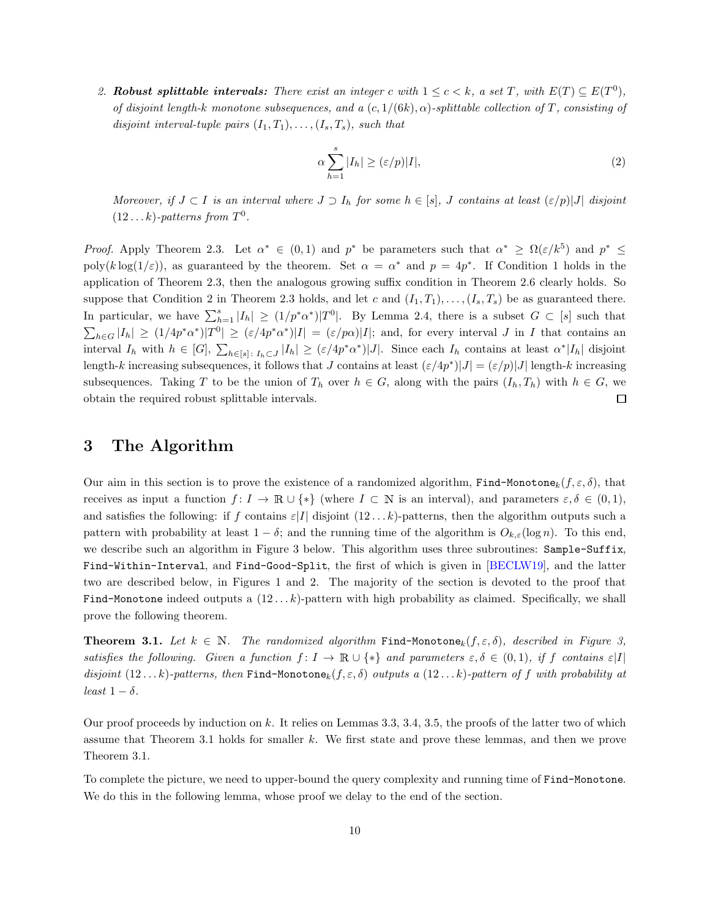2. ***Robust splittable intervals:*** *There exist an integer $c$ with $1 \le c < k$, a set $T$, with $E(T) \subseteq E(T^0)$, of disjoint length-$k$ monotone subsequences, and a $(c, 1/(6k), \alpha)$-splittable collection of $T$, consisting of disjoint interval-tuple pairs $(I_1, T_1), \ldots, (I_s, T_s)$, such that*

$$\alpha \sum_{h=1}^{s} |I_h| \ge (\varepsilon/p)|I|, \tag{2}$$

*Moreover, if $J \subset I$ is an interval where $J \supset I_h$ for some $h \in [s]$, $J$ contains at least $(\varepsilon/p)|J|$ disjoint $(12\ldots k)$-patterns from $T^0$.*

*Proof.* Apply Theorem 2.3. Let $\alpha^* \in (0,1)$ and $p^*$ be parameters such that $\alpha^* \ge \Omega(\varepsilon/k^5)$ and $p^* \le \mathrm{poly}(k \log(1/\varepsilon))$, as guaranteed by the theorem. Set $\alpha = \alpha^*$ and $p = 4p^*$. If Condition 1 holds in the application of Theorem 2.3, then the analogous growing suffix condition in Theorem 2.6 clearly holds. So suppose that Condition 2 in Theorem 2.3 holds, and let $c$ and $(I_1, T_1), \ldots, (I_s, T_s)$ be as guaranteed there. In particular, we have $\sum_{h=1}^{s} |I_h| \ge (1/p^*\alpha^*)|T^0|$. By Lemma 2.4, there is a subset $G \subset [s]$ such that $\sum_{h \in G} |I_h| \ge (1/4p^*\alpha^*)|T^0| \ge (\varepsilon/4p^*\alpha^*)|I| = (\varepsilon/p\alpha)|I|$; and, for every interval $J$ in $I$ that contains an interval $I_h$ with $h \in [G]$, $\sum_{h \in [s] \colon I_h \subset J} |I_h| \ge (\varepsilon/4p^*\alpha^*)|J|$. Since each $I_h$ contains at least $\alpha^*|I_h|$ disjoint length-$k$ increasing subsequences, it follows that $J$ contains at least $(\varepsilon/4p^*)|J| = (\varepsilon/p)|J|$ length-$k$ increasing subsequences. Taking $T$ to be the union of $T_h$ over $h \in G$, along with the pairs $(I_h, T_h)$ with $h \in G$, we obtain the required robust splittable intervals. ◻

# 3 The Algorithm

Our aim in this section is to prove the existence of a randomized algorithm, $\texttt{Find-Monotone}_k(f, \varepsilon, \delta)$, that receives as input a function $f \colon I \to \mathbb{R} \cup \{*\}$ (where $I \subset \mathbb{N}$ is an interval), and parameters $\varepsilon, \delta \in (0,1)$, and satisfies the following: if $f$ contains $\varepsilon|I|$ disjoint $(12\ldots k)$-patterns, then the algorithm outputs such a pattern with probability at least $1-\delta$; and the running time of the algorithm is $O_{k,\varepsilon}(\log n)$. To this end, we describe such an algorithm in Figure 3 below. This algorithm uses three subroutines: `Sample-Suffix`, `Find-Within-Interval`, and `Find-Good-Split`, the first of which is given in [BECLW19], and the latter two are described below, in Figures 1 and 2. The majority of the section is devoted to the proof that `Find-Monotone` indeed outputs a $(12\ldots k)$-pattern with high probability as claimed. Specifically, we shall prove the following theorem.

**Theorem 3.1.** *Let $k \in \mathbb{N}$. The randomized algorithm $\texttt{Find-Monotone}_k(f, \varepsilon, \delta)$, described in Figure 3, satisfies the following. Given a function $f \colon I \to \mathbb{R} \cup \{*\}$ and parameters $\varepsilon, \delta \in (0,1)$, if $f$ contains $\varepsilon|I|$ disjoint $(12\ldots k)$-patterns, then $\texttt{Find-Monotone}_k(f, \varepsilon, \delta)$ outputs a $(12\ldots k)$-pattern of $f$ with probability at least $1-\delta$.*

Our proof proceeds by induction on $k$. It relies on Lemmas 3.3, 3.4, 3.5, the proofs of the latter two of which assume that Theorem 3.1 holds for smaller $k$. We first state and prove these lemmas, and then we prove Theorem 3.1.

To complete the picture, we need to upper-bound the query complexity and running time of `Find-Monotone`. We do this in the following lemma, whose proof we delay to the end of the section.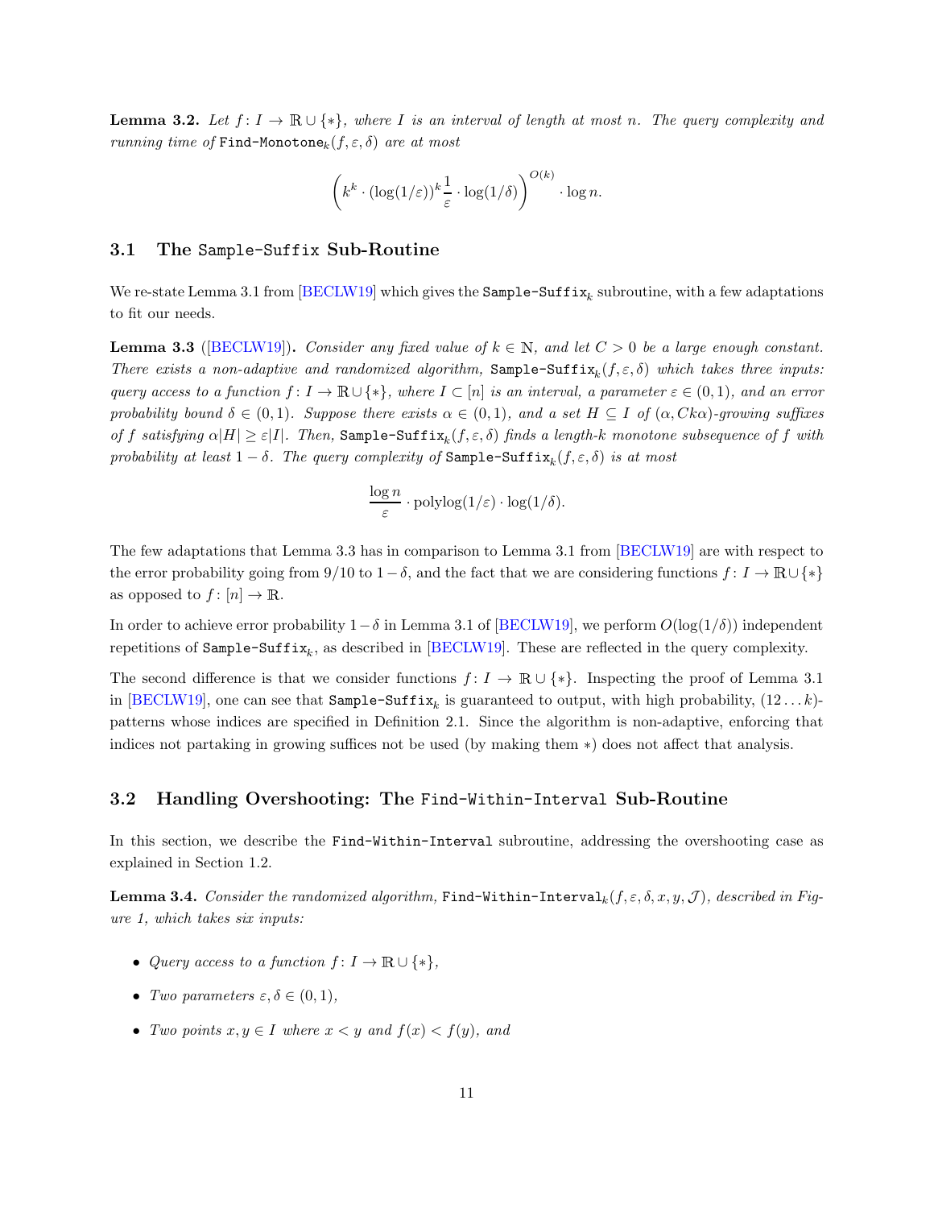**Lemma 3.2.** *Let $f\colon I \to \mathbb{R} \cup \{*\}$, where $I$ is an interval of length at most $n$. The query complexity and running time of* `Find-Monotone`$_k(f, \varepsilon, \delta)$ *are at most*

$$\left(k^k \cdot (\log(1/\varepsilon))^k \frac{1}{\varepsilon} \cdot \log(1/\delta)\right)^{O(k)} \cdot \log n.$$

## 3.1 The `Sample-Suffix` Sub-Routine

We re-state Lemma 3.1 from [BECLW19] which gives the `Sample-Suffix`$_k$ subroutine, with a few adaptations to fit our needs.

**Lemma 3.3** ([BECLW19])**.** *Consider any fixed value of $k \in \mathbb{N}$, and let $C > 0$ be a large enough constant. There exists a non-adaptive and randomized algorithm,* `Sample-Suffix`$_k(f, \varepsilon, \delta)$ *which takes three inputs: query access to a function $f\colon I \to \mathbb{R} \cup \{*\}$, where $I \subset [n]$ is an interval, a parameter $\varepsilon \in (0, 1)$, and an error probability bound $\delta \in (0, 1)$. Suppose there exists $\alpha \in (0, 1)$, and a set $H \subseteq I$ of $(\alpha, Ck\alpha)$-growing suffixes of $f$ satisfying $\alpha|H| \geq \varepsilon|I|$. Then,* `Sample-Suffix`$_k(f, \varepsilon, \delta)$ *finds a length-$k$ monotone subsequence of $f$ with probability at least $1 - \delta$. The query complexity of* `Sample-Suffix`$_k(f, \varepsilon, \delta)$ *is at most*

$$\frac{\log n}{\varepsilon} \cdot \operatorname{polylog}(1/\varepsilon) \cdot \log(1/\delta).$$

The few adaptations that Lemma 3.3 has in comparison to Lemma 3.1 from [BECLW19] are with respect to the error probability going from $9/10$ to $1 - \delta$, and the fact that we are considering functions $f\colon I \to \mathbb{R} \cup \{*\}$ as opposed to $f\colon [n] \to \mathbb{R}$.

In order to achieve error probability $1 - \delta$ in Lemma 3.1 of [BECLW19], we perform $O(\log(1/\delta))$ independent repetitions of `Sample-Suffix`$_k$, as described in [BECLW19]. These are reflected in the query complexity.

The second difference is that we consider functions $f\colon I \to \mathbb{R} \cup \{*\}$. Inspecting the proof of Lemma 3.1 in [BECLW19], one can see that `Sample-Suffix`$_k$ is guaranteed to output, with high probability, $(12 \dots k)$-patterns whose indices are specified in Definition 2.1. Since the algorithm is non-adaptive, enforcing that indices not partaking in growing suffices not be used (by making them $*$) does not affect that analysis.

## 3.2 Handling Overshooting: The `Find-Within-Interval` Sub-Routine

In this section, we describe the `Find-Within-Interval` subroutine, addressing the overshooting case as explained in Section 1.2.

**Lemma 3.4.** *Consider the randomized algorithm,* `Find-Within-Interval`$_k(f, \varepsilon, \delta, x, y, \mathcal{J})$*, described in Figure 1, which takes six inputs:*

- *Query access to a function $f\colon I \to \mathbb{R} \cup \{*\}$,*
- *Two parameters $\varepsilon, \delta \in (0, 1)$,*
- *Two points $x, y \in I$ where $x < y$ and $f(x) < f(y)$, and*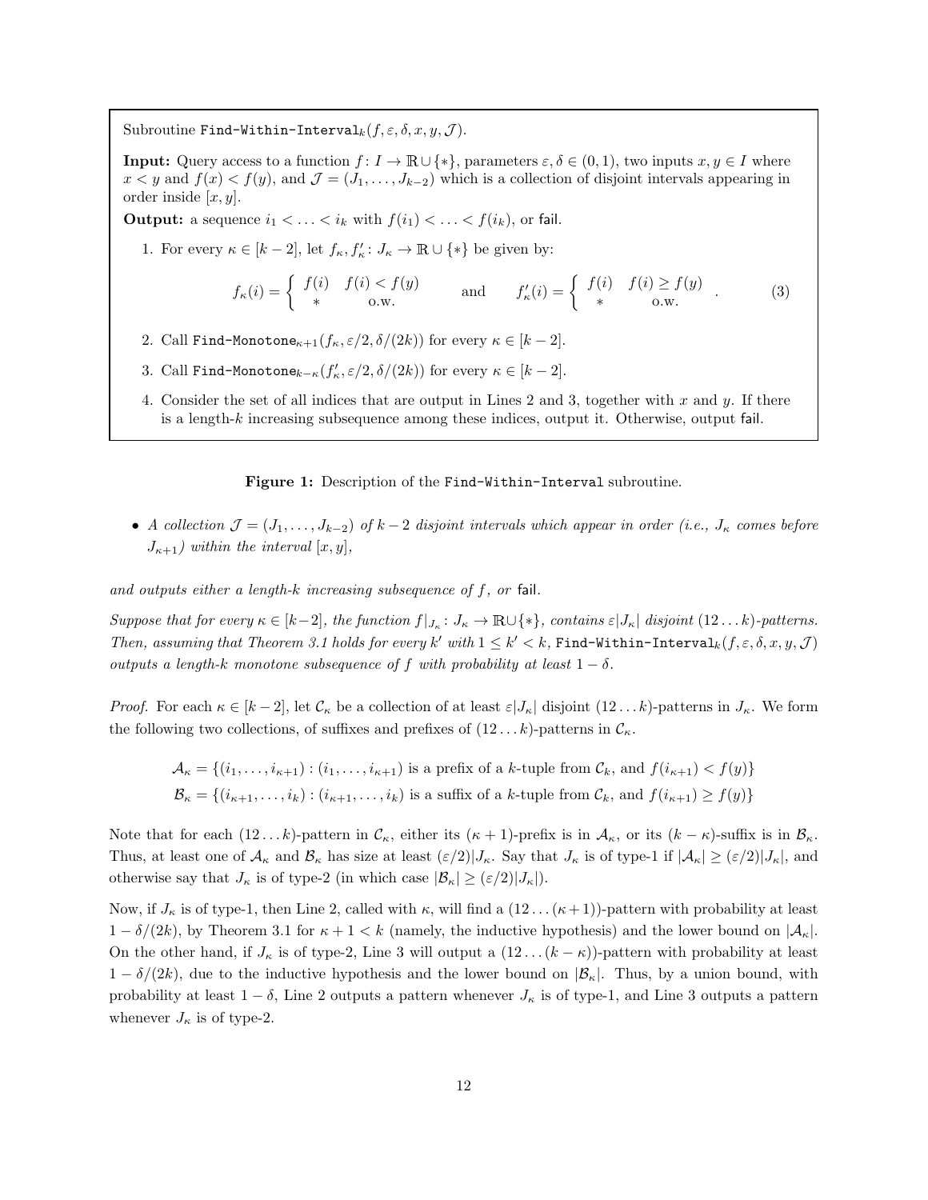Subroutine `Find-Within-Interval`$_k(f, \varepsilon, \delta, x, y, \mathcal{J})$.

**Input:** Query access to a function $f\colon I \to \mathbb{R} \cup \{*\}$, parameters $\varepsilon, \delta \in (0,1)$, two inputs $x, y \in I$ where $x < y$ and $f(x) < f(y)$, and $\mathcal{J} = (J_1, \ldots, J_{k-2})$ which is a collection of disjoint intervals appearing in order inside $[x, y]$.

**Output:** a sequence $i_1 < \ldots < i_k$ with $f(i_1) < \ldots < f(i_k)$, or fail.

1. For every $\kappa \in [k-2]$, let $f_\kappa, f'_\kappa \colon J_\kappa \to \mathbb{R} \cup \{*\}$ be given by:

$$f_\kappa(i) = \begin{cases} f(i) & f(i) < f(y) \\ * & \text{o.w.} \end{cases} \qquad \text{and} \qquad f'_\kappa(i) = \begin{cases} f(i) & f(i) \geq f(y) \\ * & \text{o.w.} \end{cases}. \tag{3}$$

2. Call `Find-Monotone`$_{\kappa+1}(f_\kappa, \varepsilon/2, \delta/(2k))$ for every $\kappa \in [k-2]$.
3. Call `Find-Monotone`$_{k-\kappa}(f'_\kappa, \varepsilon/2, \delta/(2k))$ for every $\kappa \in [k-2]$.
4. Consider the set of all indices that are output in Lines 2 and 3, together with $x$ and $y$. If there is a length-$k$ increasing subsequence among these indices, output it. Otherwise, output fail.

**Figure 1:** Description of the `Find-Within-Interval` subroutine.

- *A collection $\mathcal{J} = (J_1, \ldots, J_{k-2})$ of $k-2$ disjoint intervals which appear in order (i.e., $J_\kappa$ comes before $J_{\kappa+1}$) within the interval $[x, y]$,*

*and outputs either a length-$k$ increasing subsequence of $f$, or* fail*.*

*Suppose that for every $\kappa \in [k-2]$, the function $f|_{J_\kappa}\colon J_\kappa \to \mathbb{R} \cup \{*\}$, contains $\varepsilon|J_\kappa|$ disjoint $(12\ldots k)$-patterns. Then, assuming that Theorem 3.1 holds for every $k'$ with $1 \leq k' < k$,* `Find-Within-Interval`$_k(f, \varepsilon, \delta, x, y, \mathcal{J})$ *outputs a length-$k$ monotone subsequence of $f$ with probability at least $1 - \delta$.*

*Proof.* For each $\kappa \in [k-2]$, let $\mathcal{C}_\kappa$ be a collection of at least $\varepsilon|J_\kappa|$ disjoint $(12\ldots k)$-patterns in $J_\kappa$. We form the following two collections, of suffixes and prefixes of $(12\ldots k)$-patterns in $\mathcal{C}_\kappa$.

$$\mathcal{A}_\kappa = \{(i_1, \ldots, i_{\kappa+1}) : (i_1, \ldots, i_{\kappa+1}) \text{ is a prefix of a } k\text{-tuple from } \mathcal{C}_k, \text{ and } f(i_{\kappa+1}) < f(y)\}$$
$$\mathcal{B}_\kappa = \{(i_{\kappa+1}, \ldots, i_k) : (i_{\kappa+1}, \ldots, i_k) \text{ is a suffix of a } k\text{-tuple from } \mathcal{C}_k, \text{ and } f(i_{\kappa+1}) \geq f(y)\}$$

Note that for each $(12\ldots k)$-pattern in $\mathcal{C}_\kappa$, either its $(\kappa+1)$-prefix is in $\mathcal{A}_\kappa$, or its $(k-\kappa)$-suffix is in $\mathcal{B}_\kappa$. Thus, at least one of $\mathcal{A}_\kappa$ and $\mathcal{B}_\kappa$ has size at least $(\varepsilon/2)|J_\kappa|$. Say that $J_\kappa$ is of type-1 if $|\mathcal{A}_\kappa| \geq (\varepsilon/2)|J_\kappa|$, and otherwise say that $J_\kappa$ is of type-2 (in which case $|\mathcal{B}_\kappa| \geq (\varepsilon/2)|J_\kappa|$).

Now, if $J_\kappa$ is of type-1, then Line 2, called with $\kappa$, will find a $(12\ldots(\kappa+1))$-pattern with probability at least $1 - \delta/(2k)$, by Theorem 3.1 for $\kappa + 1 < k$ (namely, the inductive hypothesis) and the lower bound on $|\mathcal{A}_\kappa|$. On the other hand, if $J_\kappa$ is of type-2, Line 3 will output a $(12\ldots(k-\kappa))$-pattern with probability at least $1 - \delta/(2k)$, due to the inductive hypothesis and the lower bound on $|\mathcal{B}_\kappa|$. Thus, by a union bound, with probability at least $1 - \delta$, Line 2 outputs a pattern whenever $J_\kappa$ is of type-1, and Line 3 outputs a pattern whenever $J_\kappa$ is of type-2.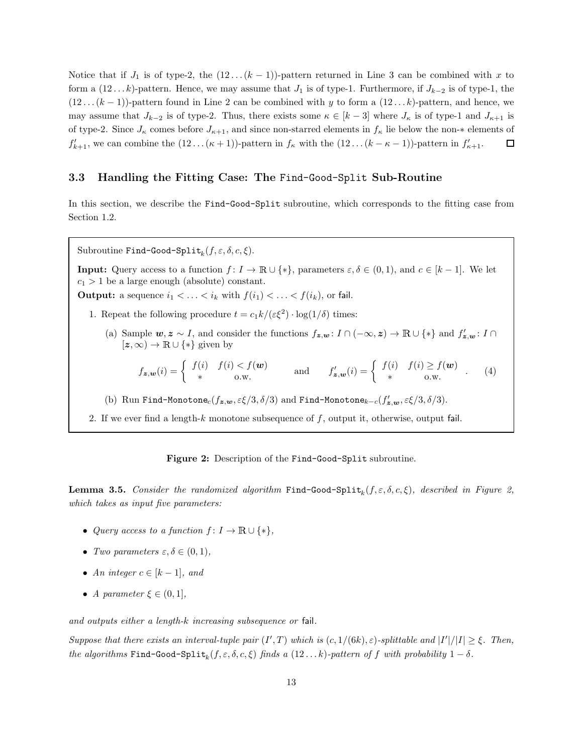Notice that if $J_1$ is of type-2, the $(12\dots(k-1))$-pattern returned in Line 3 can be combined with $x$ to form a $(12\dots k)$-pattern. Hence, we may assume that $J_1$ is of type-1. Furthermore, if $J_{k-2}$ is of type-1, the $(12\dots(k-1))$-pattern found in Line 2 can be combined with $y$ to form a $(12\dots k)$-pattern, and hence, we may assume that $J_{k-2}$ is of type-2. Thus, there exists some $\kappa \in [k-3]$ where $J_\kappa$ is of type-1 and $J_{\kappa+1}$ is of type-2. Since $J_\kappa$ comes before $J_{\kappa+1}$, and since non-starred elements in $f_\kappa$ lie below the non-$*$ elements of $f'_{k+1}$, we can combine the $(12\dots(\kappa+1))$-pattern in $f_\kappa$ with the $(12\dots(k-\kappa-1))$-pattern in $f'_{\kappa+1}$. ◻

### 3.3 Handling the Fitting Case: The `Find-Good-Split` Sub-Routine

In this section, we describe the `Find-Good-Split` subroutine, which corresponds to the fitting case from Section 1.2.

> Subroutine $\texttt{Find-Good-Split}_k(f, \varepsilon, \delta, c, \xi)$.
>
> **Input:** Query access to a function $f : I \to \mathbb{R} \cup \{*\}$, parameters $\varepsilon, \delta \in (0,1)$, and $c \in [k-1]$. We let $c_1 > 1$ be a large enough (absolute) constant.
>
> **Output:** a sequence $i_1 < \dots < i_k$ with $f(i_1) < \dots < f(i_k)$, or fail.
>
> 1. Repeat the following procedure $t = c_1 k/(\varepsilon\xi^2) \cdot \log(1/\delta)$ times:
>
>    (a) Sample $\boldsymbol{w}, \boldsymbol{z} \sim I$, and consider the functions $f_{\boldsymbol{z},\boldsymbol{w}} : I \cap (-\infty, \boldsymbol{z}) \to \mathbb{R} \cup \{*\}$ and $f'_{\boldsymbol{z},\boldsymbol{w}} : I \cap [\boldsymbol{z}, \infty) \to \mathbb{R} \cup \{*\}$ given by
>
> $$f_{\boldsymbol{z},\boldsymbol{w}}(i) = \begin{cases} f(i) & f(i) < f(\boldsymbol{w}) \\ * & \text{o.w.} \end{cases} \qquad \text{and} \qquad f'_{\boldsymbol{z},\boldsymbol{w}}(i) = \begin{cases} f(i) & f(i) \geq f(\boldsymbol{w}) \\ * & \text{o.w.} \end{cases}. \tag{4}$$
>
>    (b) Run $\texttt{Find-Monotone}_c(f_{\boldsymbol{z},\boldsymbol{w}}, \varepsilon\xi/3, \delta/3)$ and $\texttt{Find-Monotone}_{k-c}(f'_{\boldsymbol{z},\boldsymbol{w}}, \varepsilon\xi/3, \delta/3)$.
>
> 2. If we ever find a length-$k$ monotone subsequence of $f$, output it, otherwise, output fail.

**Figure 2:** Description of the `Find-Good-Split` subroutine.

**Lemma 3.5.** *Consider the randomized algorithm* $\texttt{Find-Good-Split}_k(f, \varepsilon, \delta, c, \xi)$*, described in Figure 2, which takes as input five parameters:*

- *Query access to a function* $f : I \to \mathbb{R} \cup \{*\}$,
- *Two parameters* $\varepsilon, \delta \in (0,1)$,
- *An integer* $c \in [k-1]$*, and*
- *A parameter* $\xi \in (0,1]$,

*and outputs either a length-$k$ increasing subsequence or* fail.

*Suppose that there exists an interval-tuple pair $(I', T)$ which is $(c, 1/(6k), \varepsilon)$-splittable and $|I'|/|I| \geq \xi$. Then, the algorithms* $\texttt{Find-Good-Split}_k(f, \varepsilon, \delta, c, \xi)$ *finds a $(12\dots k)$-pattern of $f$ with probability $1 - \delta$.*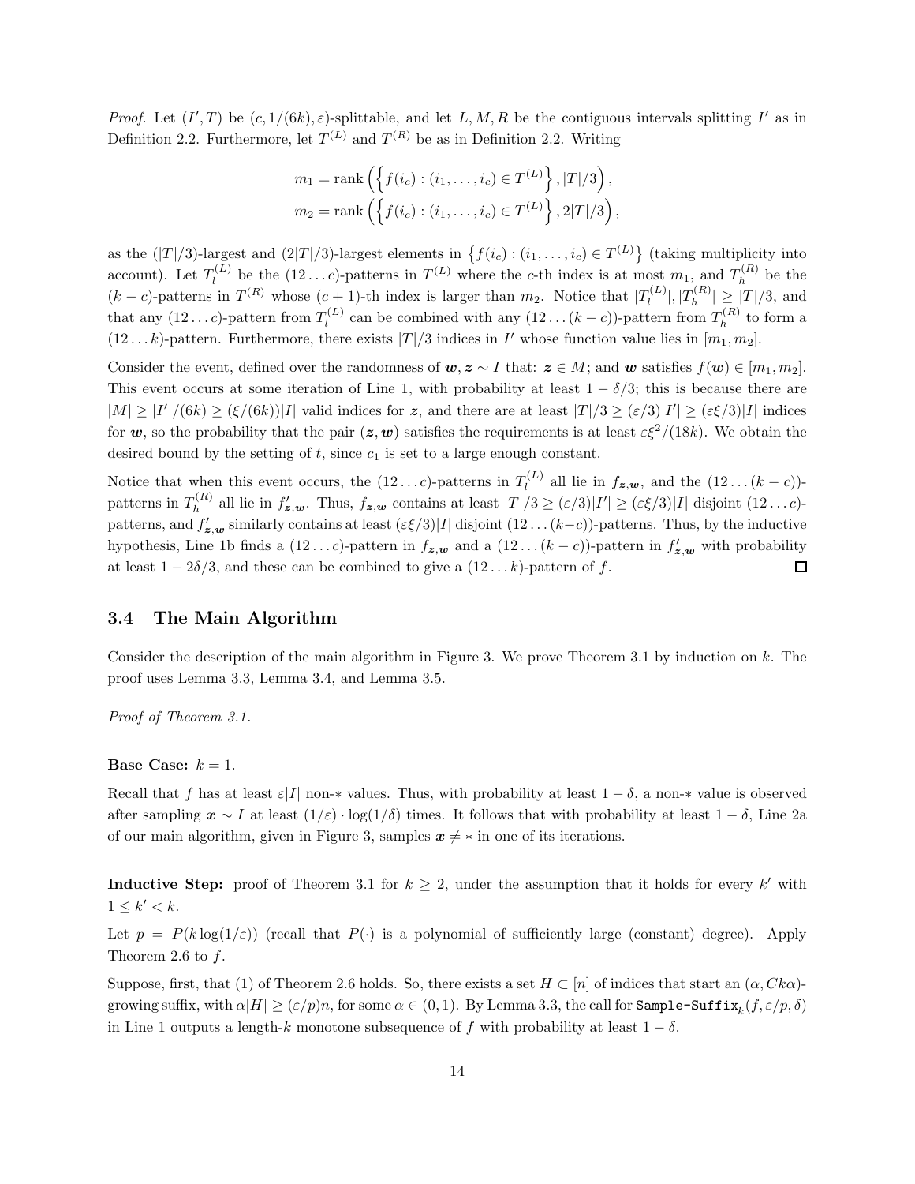*Proof.* Let $(I', T)$ be $(c, 1/(6k), \varepsilon)$-splittable, and let $L, M, R$ be the contiguous intervals splitting $I'$ as in Definition 2.2. Furthermore, let $T^{(L)}$ and $T^{(R)}$ be as in Definition 2.2. Writing

$$m_1 = \operatorname{rank}\left(\left\{f(i_c) : (i_1, \ldots, i_c) \in T^{(L)}\right\}, |T|/3\right),$$
$$m_2 = \operatorname{rank}\left(\left\{f(i_c) : (i_1, \ldots, i_c) \in T^{(L)}\right\}, 2|T|/3\right),$$

as the $(|T|/3)$-largest and $(2|T|/3)$-largest elements in $\left\{f(i_c) : (i_1, \ldots, i_c) \in T^{(L)}\right\}$ (taking multiplicity into account). Let $T_l^{(L)}$ be the $(12\ldots c)$-patterns in $T^{(L)}$ where the $c$-th index is at most $m_1$, and $T_h^{(R)}$ be the $(k-c)$-patterns in $T^{(R)}$ whose $(c+1)$-th index is larger than $m_2$. Notice that $|T_l^{(L)}|, |T_h^{(R)}| \geq |T|/3$, and that any $(12\ldots c)$-pattern from $T_l^{(L)}$ can be combined with any $(12\ldots(k-c))$-pattern from $T_h^{(R)}$ to form a $(12\ldots k)$-pattern. Furthermore, there exists $|T|/3$ indices in $I'$ whose function value lies in $[m_1, m_2]$.

Consider the event, defined over the randomness of $\boldsymbol{w}, \boldsymbol{z} \sim I$ that: $\boldsymbol{z} \in M$; and $\boldsymbol{w}$ satisfies $f(\boldsymbol{w}) \in [m_1, m_2]$. This event occurs at some iteration of Line 1, with probability at least $1 - \delta/3$; this is because there are $|M| \geq |I'|/(6k) \geq (\xi/(6k))|I|$ valid indices for $\boldsymbol{z}$, and there are at least $|T|/3 \geq (\varepsilon/3)|I'| \geq (\varepsilon\xi/3)|I|$ indices for $\boldsymbol{w}$, so the probability that the pair $(\boldsymbol{z}, \boldsymbol{w})$ satisfies the requirements is at least $\varepsilon\xi^2/(18k)$. We obtain the desired bound by the setting of $t$, since $c_1$ is set to a large enough constant.

Notice that when this event occurs, the $(12\ldots c)$-patterns in $T_l^{(L)}$ all lie in $f_{\boldsymbol{z},\boldsymbol{w}}$, and the $(12\ldots(k-c))$-patterns in $T_h^{(R)}$ all lie in $f'_{\boldsymbol{z},\boldsymbol{w}}$. Thus, $f_{\boldsymbol{z},\boldsymbol{w}}$ contains at least $|T|/3 \geq (\varepsilon/3)|I'| \geq (\varepsilon\xi/3)|I|$ disjoint $(12\ldots c)$-patterns, and $f'_{\boldsymbol{z},\boldsymbol{w}}$ similarly contains at least $(\varepsilon\xi/3)|I|$ disjoint $(12\ldots(k-c))$-patterns. Thus, by the inductive hypothesis, Line 1b finds a $(12\ldots c)$-pattern in $f_{\boldsymbol{z},\boldsymbol{w}}$ and a $(12\ldots(k-c))$-pattern in $f'_{\boldsymbol{z},\boldsymbol{w}}$ with probability at least $1 - 2\delta/3$, and these can be combined to give a $(12\ldots k)$-pattern of $f$. ☐

### 3.4 The Main Algorithm

Consider the description of the main algorithm in Figure 3. We prove Theorem 3.1 by induction on $k$. The proof uses Lemma 3.3, Lemma 3.4, and Lemma 3.5.

*Proof of Theorem 3.1.*

**Base Case:** $k = 1$.

Recall that $f$ has at least $\varepsilon|I|$ non-$*$ values. Thus, with probability at least $1 - \delta$, a non-$*$ value is observed after sampling $\boldsymbol{x} \sim I$ at least $(1/\varepsilon) \cdot \log(1/\delta)$ times. It follows that with probability at least $1 - \delta$, Line 2a of our main algorithm, given in Figure 3, samples $\boldsymbol{x} \neq *$ in one of its iterations.

**Inductive Step:** proof of Theorem 3.1 for $k \geq 2$, under the assumption that it holds for every $k'$ with $1 \leq k' < k$.

Let $p = P(k \log(1/\varepsilon))$ (recall that $P(\cdot)$ is a polynomial of sufficiently large (constant) degree). Apply Theorem 2.6 to $f$.

Suppose, first, that (1) of Theorem 2.6 holds. So, there exists a set $H \subset [n]$ of indices that start an $(\alpha, Ck\alpha)$-growing suffix, with $\alpha|H| \geq (\varepsilon/p)n$, for some $\alpha \in (0, 1)$. By Lemma 3.3, the call for $\texttt{Sample-Suffix}_k(f, \varepsilon/p, \delta)$ in Line 1 outputs a length-$k$ monotone subsequence of $f$ with probability at least $1 - \delta$.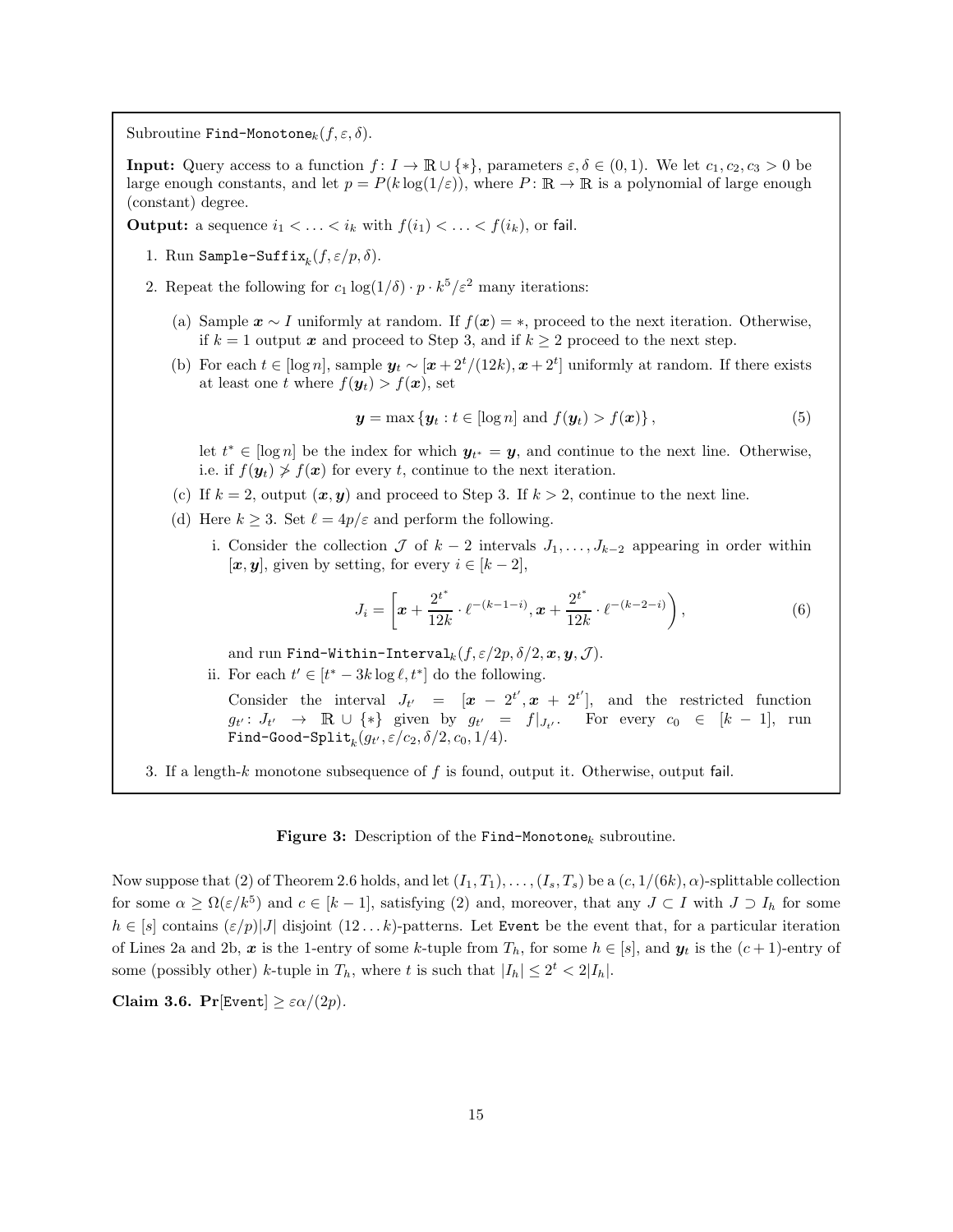Subroutine $\texttt{Find-Monotone}_k(f, \varepsilon, \delta)$.

**Input:** Query access to a function $f\colon I \to \mathbb{R} \cup \{*\}$, parameters $\varepsilon, \delta \in (0,1)$. We let $c_1, c_2, c_3 > 0$ be large enough constants, and let $p = P(k \log(1/\varepsilon))$, where $P\colon \mathbb{R} \to \mathbb{R}$ is a polynomial of large enough (constant) degree.

**Output:** a sequence $i_1 < \ldots < i_k$ with $f(i_1) < \ldots < f(i_k)$, or fail.

1. Run $\texttt{Sample-Suffix}_k(f, \varepsilon/p, \delta)$.
2. Repeat the following for $c_1 \log(1/\delta) \cdot p \cdot k^5/\varepsilon^2$ many iterations:
   (a) Sample $\boldsymbol{x} \sim I$ uniformly at random. If $f(\boldsymbol{x}) = *$, proceed to the next iteration. Otherwise, if $k = 1$ output $\boldsymbol{x}$ and proceed to Step 3, and if $k \geq 2$ proceed to the next step.

   (b) For each $t \in [\log n]$, sample $\boldsymbol{y}_t \sim [\boldsymbol{x} + 2^t/(12k), \boldsymbol{x} + 2^t]$ uniformly at random. If there exists at least one $t$ where $f(\boldsymbol{y}_t) > f(\boldsymbol{x})$, set
   $$\boldsymbol{y} = \max\left\{\boldsymbol{y}_t : t \in [\log n] \text{ and } f(\boldsymbol{y}_t) > f(\boldsymbol{x})\right\}, \tag{5}$$
   let $t^* \in [\log n]$ be the index for which $\boldsymbol{y}_{t^*} = \boldsymbol{y}$, and continue to the next line. Otherwise, i.e. if $f(\boldsymbol{y}_t) \not> f(\boldsymbol{x})$ for every $t$, continue to the next iteration.

   (c) If $k = 2$, output $(\boldsymbol{x}, \boldsymbol{y})$ and proceed to Step 3. If $k > 2$, continue to the next line.

   (d) Here $k \geq 3$. Set $\ell = 4p/\varepsilon$ and perform the following.
      i. Consider the collection $\mathcal{J}$ of $k-2$ intervals $J_1, \ldots, J_{k-2}$ appearing in order within $[\boldsymbol{x}, \boldsymbol{y}]$, given by setting, for every $i \in [k-2]$,
      $$J_i = \left[\boldsymbol{x} + \frac{2^{t^*}}{12k} \cdot \ell^{-(k-1-i)}, \boldsymbol{x} + \frac{2^{t^*}}{12k} \cdot \ell^{-(k-2-i)}\right), \tag{6}$$
      and run $\texttt{Find-Within-Interval}_k(f, \varepsilon/2p, \delta/2, \boldsymbol{x}, \boldsymbol{y}, \mathcal{J})$.

      ii. For each $t' \in [t^* - 3k \log \ell, t^*]$ do the following.
      Consider the interval $J_{t'} = [\boldsymbol{x} - 2^{t'}, \boldsymbol{x} + 2^{t'}]$, and the restricted function $g_{t'}\colon J_{t'} \to \mathbb{R} \cup \{*\}$ given by $g_{t'} = f|_{J_{t'}}$. For every $c_0 \in [k-1]$, run $\texttt{Find-Good-Split}_k(g_{t'}, \varepsilon/c_2, \delta/2, c_0, 1/4)$.
3. If a length-$k$ monotone subsequence of $f$ is found, output it. Otherwise, output fail.

**Figure 3:** Description of the $\texttt{Find-Monotone}_k$ subroutine.

Now suppose that (2) of Theorem 2.6 holds, and let $(I_1, T_1), \ldots, (I_s, T_s)$ be a $(c, 1/(6k), \alpha)$-splittable collection for some $\alpha \geq \Omega(\varepsilon/k^5)$ and $c \in [k-1]$, satisfying (2) and, moreover, that any $J \subset I$ with $J \supset I_h$ for some $h \in [s]$ contains $(\varepsilon/p)|J|$ disjoint $(12\ldots k)$-patterns. Let $\texttt{Event}$ be the event that, for a particular iteration of Lines 2a and 2b, $\boldsymbol{x}$ is the 1-entry of some $k$-tuple from $T_h$, for some $h \in [s]$, and $\boldsymbol{y}_t$ is the $(c+1)$-entry of some (possibly other) $k$-tuple in $T_h$, where $t$ is such that $|I_h| \leq 2^t < 2|I_h|$.

**Claim 3.6.** $\mathbf{Pr}[\texttt{Event}] \geq \varepsilon\alpha/(2p)$.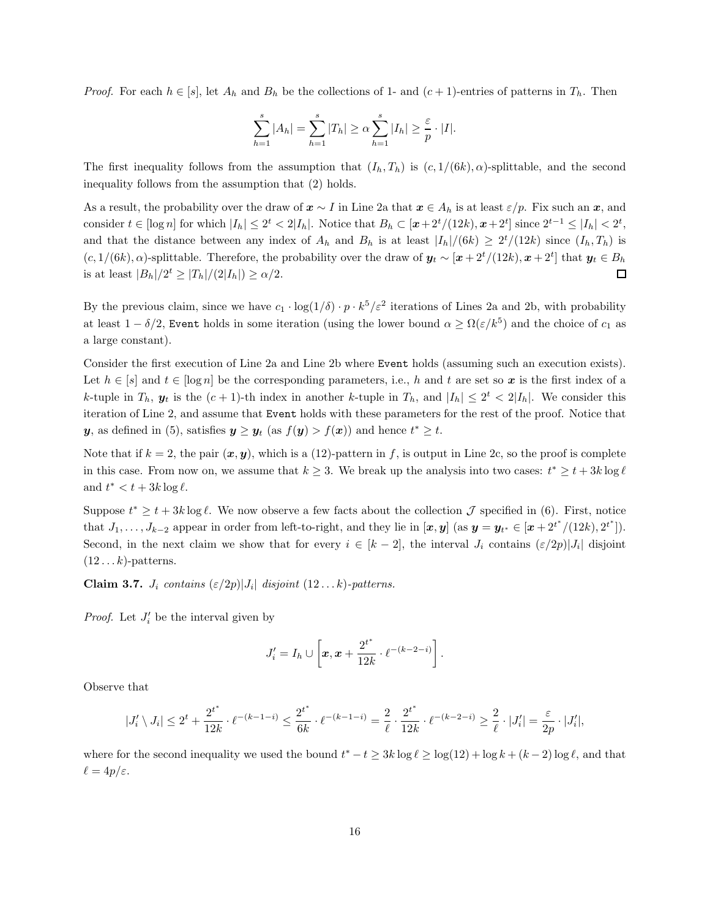*Proof.* For each $h \in [s]$, let $A_h$ and $B_h$ be the collections of 1- and $(c+1)$-entries of patterns in $T_h$. Then

$$\sum_{h=1}^{s} |A_h| = \sum_{h=1}^{s} |T_h| \geq \alpha \sum_{h=1}^{s} |I_h| \geq \frac{\varepsilon}{p} \cdot |I|.$$

The first inequality follows from the assumption that $(I_h, T_h)$ is $(c, 1/(6k), \alpha)$-splittable, and the second inequality follows from the assumption that (2) holds.

As a result, the probability over the draw of $\boldsymbol{x} \sim I$ in Line 2a that $\boldsymbol{x} \in A_h$ is at least $\varepsilon/p$. Fix such an $\boldsymbol{x}$, and consider $t \in [\log n]$ for which $|I_h| \leq 2^t < 2|I_h|$. Notice that $B_h \subset [\boldsymbol{x} + 2^t/(12k), \boldsymbol{x} + 2^t]$ since $2^{t-1} \leq |I_h| < 2^t$, and that the distance between any index of $A_h$ and $B_h$ is at least $|I_h|/(6k) \geq 2^t/(12k)$ since $(I_h, T_h)$ is $(c, 1/(6k), \alpha)$-splittable. Therefore, the probability over the draw of $\boldsymbol{y}_t \sim [\boldsymbol{x} + 2^t/(12k), \boldsymbol{x} + 2^t]$ that $\boldsymbol{y}_t \in B_h$ is at least $|B_h|/2^t \geq |T_h|/(2|I_h|) \geq \alpha/2$. $\square$

By the previous claim, since we have $c_1 \cdot \log(1/\delta) \cdot p \cdot k^5/\varepsilon^2$ iterations of Lines 2a and 2b, with probability at least $1 - \delta/2$, `Event` holds in some iteration (using the lower bound $\alpha \geq \Omega(\varepsilon/k^5)$ and the choice of $c_1$ as a large constant).

Consider the first execution of Line 2a and Line 2b where `Event` holds (assuming such an execution exists). Let $h \in [s]$ and $t \in [\log n]$ be the corresponding parameters, i.e., $h$ and $t$ are set so $\boldsymbol{x}$ is the first index of a $k$-tuple in $T_h$, $\boldsymbol{y}_t$ is the $(c+1)$-th index in another $k$-tuple in $T_h$, and $|I_h| \leq 2^t < 2|I_h|$. We consider this iteration of Line 2, and assume that `Event` holds with these parameters for the rest of the proof. Notice that $\boldsymbol{y}$, as defined in (5), satisfies $\boldsymbol{y} \geq \boldsymbol{y}_t$ (as $f(\boldsymbol{y}) > f(\boldsymbol{x})$) and hence $t^* \geq t$.

Note that if $k = 2$, the pair $(\boldsymbol{x}, \boldsymbol{y})$, which is a $(12)$-pattern in $f$, is output in Line 2c, so the proof is complete in this case. From now on, we assume that $k \geq 3$. We break up the analysis into two cases: $t^* \geq t + 3k \log \ell$ and $t^* < t + 3k \log \ell$.

Suppose $t^* \geq t + 3k \log \ell$. We now observe a few facts about the collection $\mathcal{J}$ specified in (6). First, notice that $J_1, \ldots, J_{k-2}$ appear in order from left-to-right, and they lie in $[\boldsymbol{x}, \boldsymbol{y}]$ (as $\boldsymbol{y} = \boldsymbol{y}_{t^*} \in [\boldsymbol{x} + 2^{t^*}/(12k), 2^{t^*}]$). Second, in the next claim we show that for every $i \in [k-2]$, the interval $J_i$ contains $(\varepsilon/2p)|J_i|$ disjoint $(12\ldots k)$-patterns.

**Claim 3.7.** *$J_i$ contains $(\varepsilon/2p)|J_i|$ disjoint $(12\ldots k)$-patterns.*

*Proof.* Let $J_i'$ be the interval given by

$$J_i' = I_h \cup \left[\boldsymbol{x}, \boldsymbol{x} + \frac{2^{t^*}}{12k} \cdot \ell^{-(k-2-i)}\right].$$

Observe that

$$|J_i' \setminus J_i| \leq 2^t + \frac{2^{t^*}}{12k} \cdot \ell^{-(k-1-i)} \leq \frac{2^{t^*}}{6k} \cdot \ell^{-(k-1-i)} = \frac{2}{\ell} \cdot \frac{2^{t^*}}{12k} \cdot \ell^{-(k-2-i)} \geq \frac{2}{\ell} \cdot |J_i'| = \frac{\varepsilon}{2p} \cdot |J_i'|,$$

where for the second inequality we used the bound $t^* - t \geq 3k \log \ell \geq \log(12) + \log k + (k-2)\log \ell$, and that $\ell = 4p/\varepsilon$.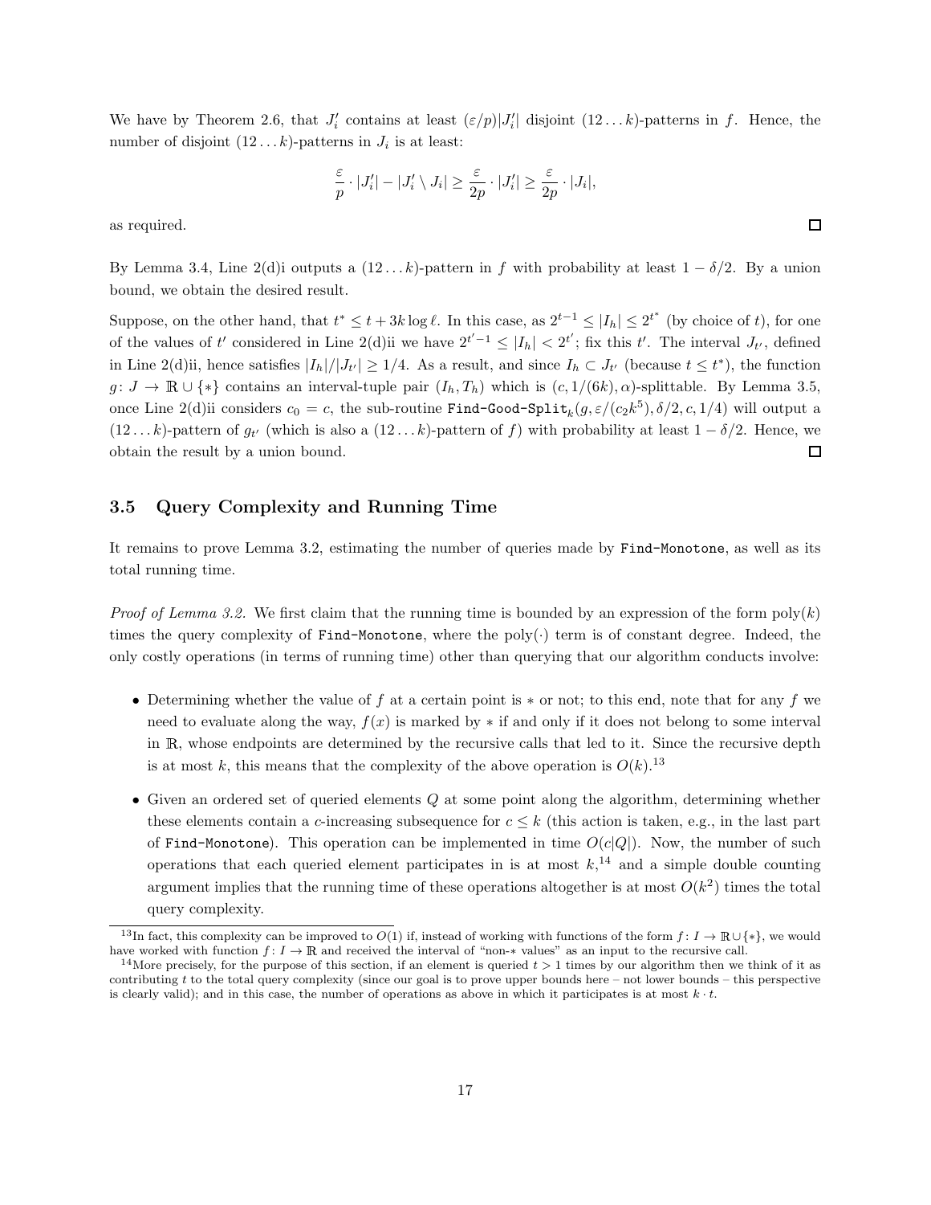We have by Theorem 2.6, that $J'_i$ contains at least $(\varepsilon/p)|J'_i|$ disjoint $(12\dots k)$-patterns in $f$. Hence, the number of disjoint $(12\dots k)$-patterns in $J_i$ is at least:

$$\frac{\varepsilon}{p}\cdot|J'_i| - |J'_i \setminus J_i| \geq \frac{\varepsilon}{2p}\cdot|J'_i| \geq \frac{\varepsilon}{2p}\cdot|J_i|,$$

as required. ◻

By Lemma 3.4, Line 2(d)i outputs a $(12\dots k)$-pattern in $f$ with probability at least $1-\delta/2$. By a union bound, we obtain the desired result.

Suppose, on the other hand, that $t^* \leq t + 3k\log\ell$. In this case, as $2^{t-1} \leq |I_h| \leq 2^{t^*}$ (by choice of $t$), for one of the values of $t'$ considered in Line 2(d)ii we have $2^{t'-1} \leq |I_h| < 2^{t'}$; fix this $t'$. The interval $J_{t'}$, defined in Line 2(d)ii, hence satisfies $|I_h|/|J_{t'}| \geq 1/4$. As a result, and since $I_h \subset J_{t'}$ (because $t \leq t^*$), the function $g\colon J \to \mathbb{R}\cup\{*\}$ contains an interval-tuple pair $(I_h, T_h)$ which is $(c, 1/(6k), \alpha)$-splittable. By Lemma 3.5, once Line 2(d)ii considers $c_0 = c$, the sub-routine `Find-Good-Split`$_k(g, \varepsilon/(c_2k^5), \delta/2, c, 1/4)$ will output a $(12\dots k)$-pattern of $g_{t'}$ (which is also a $(12\dots k)$-pattern of $f$) with probability at least $1-\delta/2$. Hence, we obtain the result by a union bound. ◻

### 3.5 Query Complexity and Running Time

It remains to prove Lemma 3.2, estimating the number of queries made by `Find-Monotone`, as well as its total running time.

*Proof of Lemma 3.2.* We first claim that the running time is bounded by an expression of the form $\text{poly}(k)$ times the query complexity of `Find-Monotone`, where the $\text{poly}(\cdot)$ term is of constant degree. Indeed, the only costly operations (in terms of running time) other than querying that our algorithm conducts involve:

- Determining whether the value of $f$ at a certain point is $*$ or not; to this end, note that for any $f$ we need to evaluate along the way, $f(x)$ is marked by $*$ if and only if it does not belong to some interval in $\mathbb{R}$, whose endpoints are determined by the recursive calls that led to it. Since the recursive depth is at most $k$, this means that the complexity of the above operation is $O(k)$.[13]
- Given an ordered set of queried elements $Q$ at some point along the algorithm, determining whether these elements contain a $c$-increasing subsequence for $c \leq k$ (this action is taken, e.g., in the last part of `Find-Monotone`). This operation can be implemented in time $O(c|Q|)$. Now, the number of such operations that each queried element participates in is at most $k$,[14] and a simple double counting argument implies that the running time of these operations altogether is at most $O(k^2)$ times the total query complexity.

[13] In fact, this complexity can be improved to $O(1)$ if, instead of working with functions of the form $f\colon I \to \mathbb{R}\cup\{*\}$, we would have worked with function $f\colon I \to \mathbb{R}$ and received the interval of "non-$*$ values" as an input to the recursive call.

[14] More precisely, for the purpose of this section, if an element is queried $t > 1$ times by our algorithm then we think of it as contributing $t$ to the total query complexity (since our goal is to prove upper bounds here – not lower bounds – this perspective is clearly valid); and in this case, the number of operations as above in which it participates is at most $k \cdot t$.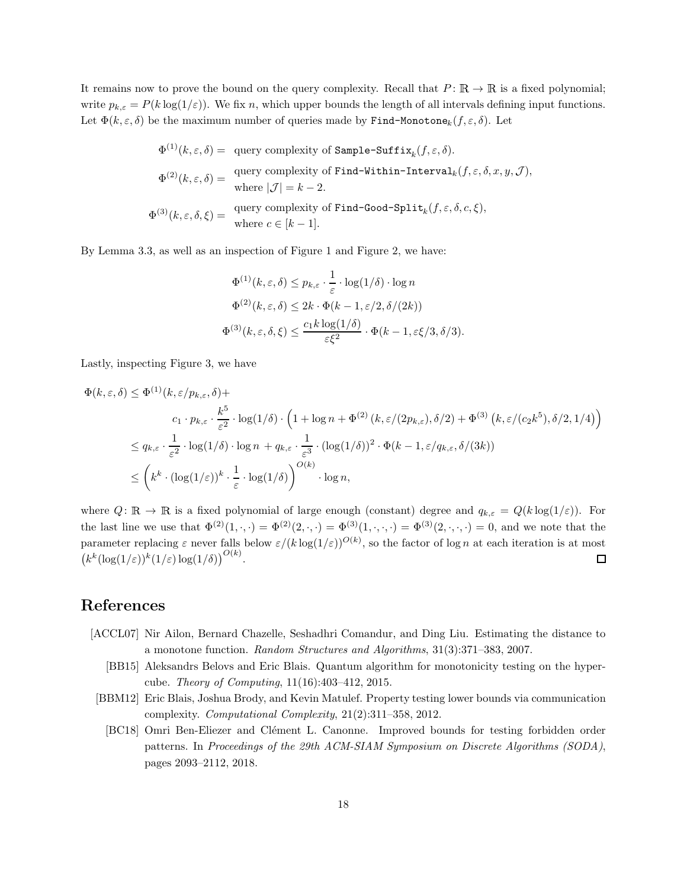It remains now to prove the bound on the query complexity. Recall that $P\colon \mathbb{R} \to \mathbb{R}$ is a fixed polynomial; write $p_{k,\varepsilon} = P(k \log(1/\varepsilon))$. We fix $n$, which upper bounds the length of all intervals defining input functions. Let $\Phi(k, \varepsilon, \delta)$ be the maximum number of queries made by $\texttt{Find-Monotone}_k(f, \varepsilon, \delta)$. Let

$$
\begin{aligned}
\Phi^{(1)}(k, \varepsilon, \delta) &= \text{ query complexity of } \texttt{Sample-Suffix}_k(f, \varepsilon, \delta). \\
\Phi^{(2)}(k, \varepsilon, \delta) &= \text{ query complexity of } \texttt{Find-Within-Interval}_k(f, \varepsilon, \delta, x, y, \mathcal{J}), \\
&\quad\ \text{where } |\mathcal{J}| = k-2. \\
\Phi^{(3)}(k, \varepsilon, \delta, \xi) &= \text{ query complexity of } \texttt{Find-Good-Split}_k(f, \varepsilon, \delta, c, \xi), \\
&\quad\ \text{where } c \in [k-1].
\end{aligned}
$$

By Lemma 3.3, as well as an inspection of Figure 1 and Figure 2, we have:

$$
\begin{aligned}
\Phi^{(1)}(k, \varepsilon, \delta) &\leq p_{k,\varepsilon} \cdot \frac{1}{\varepsilon} \cdot \log(1/\delta) \cdot \log n \\
\Phi^{(2)}(k, \varepsilon, \delta) &\leq 2k \cdot \Phi(k-1, \varepsilon/2, \delta/(2k)) \\
\Phi^{(3)}(k, \varepsilon, \delta, \xi) &\leq \frac{c_1 k \log(1/\delta)}{\varepsilon \xi^2} \cdot \Phi(k-1, \varepsilon\xi/3, \delta/3).
\end{aligned}
$$

Lastly, inspecting Figure 3, we have

$$
\begin{aligned}
\Phi(k, \varepsilon, \delta) &\leq \Phi^{(1)}(k, \varepsilon/p_{k,\varepsilon}, \delta) + \\
&\qquad c_1 \cdot p_{k,\varepsilon} \cdot \frac{k^5}{\varepsilon^2} \cdot \log(1/\delta) \cdot \Big(1 + \log n + \Phi^{(2)}\left(k, \varepsilon/(2p_{k,\varepsilon}), \delta/2\right) + \Phi^{(3)}\left(k, \varepsilon/(c_2 k^5), \delta/2, 1/4\right)\Big) \\
&\leq q_{k,\varepsilon} \cdot \frac{1}{\varepsilon^2} \cdot \log(1/\delta) \cdot \log n + q_{k,\varepsilon} \cdot \frac{1}{\varepsilon^3} \cdot (\log(1/\delta))^2 \cdot \Phi(k-1, \varepsilon/q_{k,\varepsilon}, \delta/(3k)) \\
&\leq \left(k^k \cdot (\log(1/\varepsilon))^k \cdot \frac{1}{\varepsilon} \cdot \log(1/\delta)\right)^{O(k)} \cdot \log n,
\end{aligned}
$$

where $Q\colon \mathbb{R} \to \mathbb{R}$ is a fixed polynomial of large enough (constant) degree and $q_{k,\varepsilon} = Q(k \log(1/\varepsilon))$. For the last line we use that $\Phi^{(2)}(1, \cdot, \cdot) = \Phi^{(2)}(2, \cdot, \cdot) = \Phi^{(3)}(1, \cdot, \cdot, \cdot) = \Phi^{(3)}(2, \cdot, \cdot, \cdot) = 0$, and we note that the parameter replacing $\varepsilon$ never falls below $\varepsilon/(k\log(1/\varepsilon))^{O(k)}$, so the factor of $\log n$ at each iteration is at most $\left(k^k (\log(1/\varepsilon))^k (1/\varepsilon) \log(1/\delta)\right)^{O(k)}$. □

# References

[ACCL07] Nir Ailon, Bernard Chazelle, Seshadhri Comandur, and Ding Liu. Estimating the distance to a monotone function. *Random Structures and Algorithms*, 31(3):371–383, 2007.

[BB15] Aleksandrs Belovs and Eric Blais. Quantum algorithm for monotonicity testing on the hypercube. *Theory of Computing*, 11(16):403–412, 2015.

[BBM12] Eric Blais, Joshua Brody, and Kevin Matulef. Property testing lower bounds via communication complexity. *Computational Complexity*, 21(2):311–358, 2012.

[BC18] Omri Ben-Eliezer and Clément L. Canonne. Improved bounds for testing forbidden order patterns. In *Proceedings of the 29th ACM-SIAM Symposium on Discrete Algorithms (SODA)*, pages 2093–2112, 2018.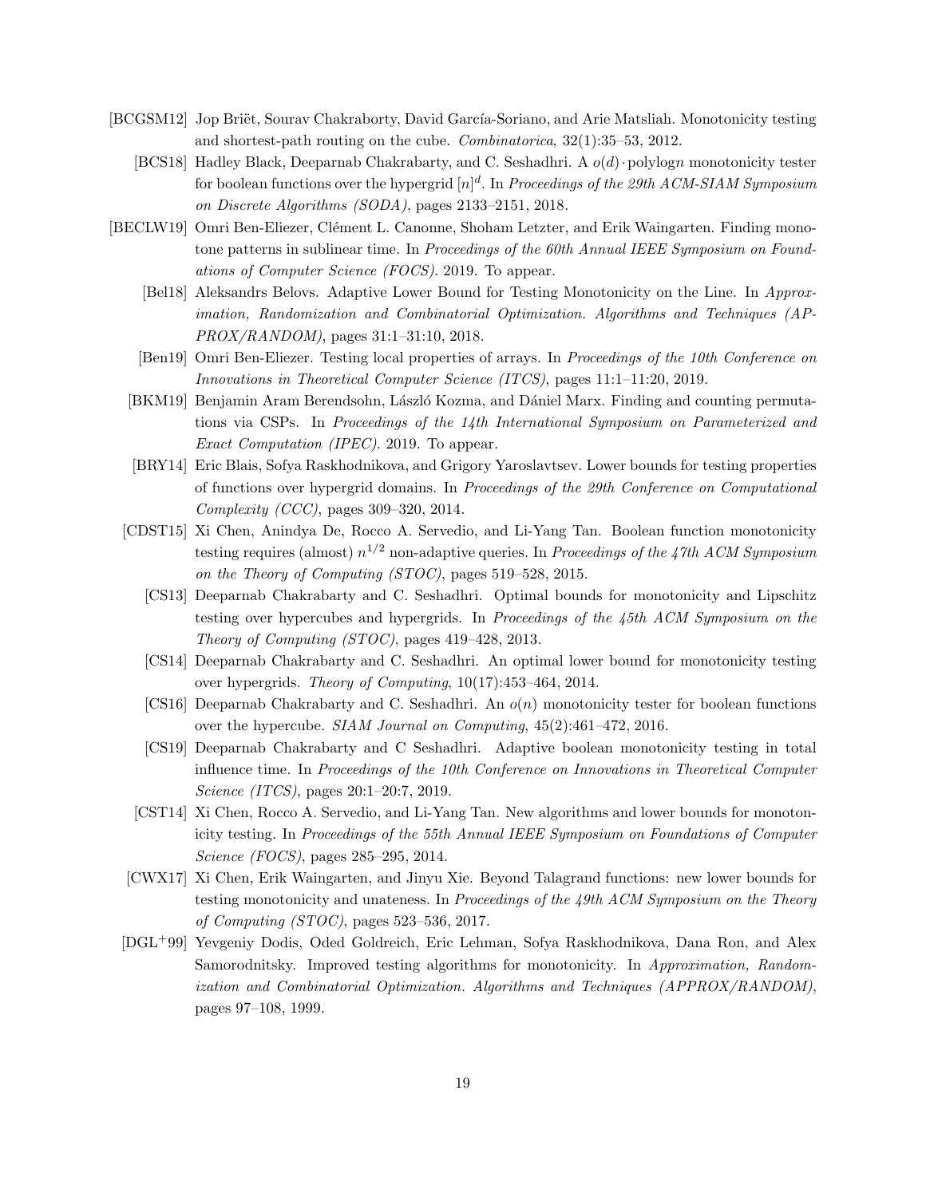[BCGSM12] Jop Briët, Sourav Chakraborty, David García-Soriano, and Arie Matsliah. Monotonicity testing and shortest-path routing on the cube. *Combinatorica*, 32(1):35–53, 2012.

[BCS18] Hadley Black, Deeparnab Chakrabarty, and C. Seshadhri. A $o(d) \cdot \text{polylog} n$ monotonicity tester for boolean functions over the hypergrid $[n]^d$. In *Proceedings of the 29th ACM-SIAM Symposium on Discrete Algorithms (SODA)*, pages 2133–2151, 2018.

[BECLW19] Omri Ben-Eliezer, Clément L. Canonne, Shoham Letzter, and Erik Waingarten. Finding monotone patterns in sublinear time. In *Proceedings of the 60th Annual IEEE Symposium on Foundations of Computer Science (FOCS)*. 2019. To appear.

[Bel18] Aleksandrs Belovs. Adaptive Lower Bound for Testing Monotonicity on the Line. In *Approximation, Randomization and Combinatorial Optimization. Algorithms and Techniques (APPROX/RANDOM)*, pages 31:1–31:10, 2018.

[Ben19] Omri Ben-Eliezer. Testing local properties of arrays. In *Proceedings of the 10th Conference on Innovations in Theoretical Computer Science (ITCS)*, pages 11:1–11:20, 2019.

[BKM19] Benjamin Aram Berendsohn, László Kozma, and Dániel Marx. Finding and counting permutations via CSPs. In *Proceedings of the 14th International Symposium on Parameterized and Exact Computation (IPEC)*. 2019. To appear.

[BRY14] Eric Blais, Sofya Raskhodnikova, and Grigory Yaroslavtsev. Lower bounds for testing properties of functions over hypergrid domains. In *Proceedings of the 29th Conference on Computational Complexity (CCC)*, pages 309–320, 2014.

[CDST15] Xi Chen, Anindya De, Rocco A. Servedio, and Li-Yang Tan. Boolean function monotonicity testing requires (almost) $n^{1/2}$ non-adaptive queries. In *Proceedings of the 47th ACM Symposium on the Theory of Computing (STOC)*, pages 519–528, 2015.

[CS13] Deeparnab Chakrabarty and C. Seshadhri. Optimal bounds for monotonicity and Lipschitz testing over hypercubes and hypergrids. In *Proceedings of the 45th ACM Symposium on the Theory of Computing (STOC)*, pages 419–428, 2013.

[CS14] Deeparnab Chakrabarty and C. Seshadhri. An optimal lower bound for monotonicity testing over hypergrids. *Theory of Computing*, 10(17):453–464, 2014.

[CS16] Deeparnab Chakrabarty and C. Seshadhri. An $o(n)$ monotonicity tester for boolean functions over the hypercube. *SIAM Journal on Computing*, 45(2):461–472, 2016.

[CS19] Deeparnab Chakrabarty and C Seshadhri. Adaptive boolean monotonicity testing in total influence time. In *Proceedings of the 10th Conference on Innovations in Theoretical Computer Science (ITCS)*, pages 20:1–20:7, 2019.

[CST14] Xi Chen, Rocco A. Servedio, and Li-Yang Tan. New algorithms and lower bounds for monotonicity testing. In *Proceedings of the 55th Annual IEEE Symposium on Foundations of Computer Science (FOCS)*, pages 285–295, 2014.

[CWX17] Xi Chen, Erik Waingarten, and Jinyu Xie. Beyond Talagrand functions: new lower bounds for testing monotonicity and unateness. In *Proceedings of the 49th ACM Symposium on the Theory of Computing (STOC)*, pages 523–536, 2017.

[DGL+99] Yevgeniy Dodis, Oded Goldreich, Eric Lehman, Sofya Raskhodnikova, Dana Ron, and Alex Samorodnitsky. Improved testing algorithms for monotonicity. In *Approximation, Randomization and Combinatorial Optimization. Algorithms and Techniques (APPROX/RANDOM)*, pages 97–108, 1999.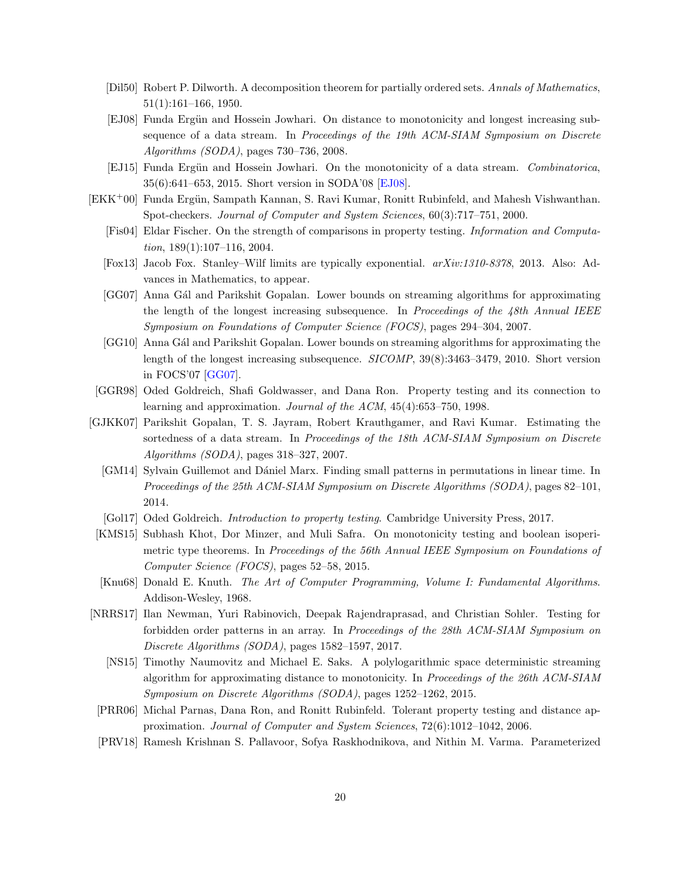[Dil50] Robert P. Dilworth. A decomposition theorem for partially ordered sets. *Annals of Mathematics*, 51(1):161–166, 1950.

[EJ08] Funda Ergün and Hossein Jowhari. On distance to monotonicity and longest increasing subsequence of a data stream. In *Proceedings of the 19th ACM-SIAM Symposium on Discrete Algorithms (SODA)*, pages 730–736, 2008.

[EJ15] Funda Ergün and Hossein Jowhari. On the monotonicity of a data stream. *Combinatorica*, 35(6):641–653, 2015. Short version in SODA'08 [EJ08].

[EKK+00] Funda Ergün, Sampath Kannan, S. Ravi Kumar, Ronitt Rubinfeld, and Mahesh Vishwanthan. Spot-checkers. *Journal of Computer and System Sciences*, 60(3):717–751, 2000.

[Fis04] Eldar Fischer. On the strength of comparisons in property testing. *Information and Computation*, 189(1):107–116, 2004.

[Fox13] Jacob Fox. Stanley–Wilf limits are typically exponential. *arXiv:1310-8378*, 2013. Also: Advances in Mathematics, to appear.

[GG07] Anna Gál and Parikshit Gopalan. Lower bounds on streaming algorithms for approximating the length of the longest increasing subsequence. In *Proceedings of the 48th Annual IEEE Symposium on Foundations of Computer Science (FOCS)*, pages 294–304, 2007.

[GG10] Anna Gál and Parikshit Gopalan. Lower bounds on streaming algorithms for approximating the length of the longest increasing subsequence. *SICOMP*, 39(8):3463–3479, 2010. Short version in FOCS'07 [GG07].

[GGR98] Oded Goldreich, Shafi Goldwasser, and Dana Ron. Property testing and its connection to learning and approximation. *Journal of the ACM*, 45(4):653–750, 1998.

[GJKK07] Parikshit Gopalan, T. S. Jayram, Robert Krauthgamer, and Ravi Kumar. Estimating the sortedness of a data stream. In *Proceedings of the 18th ACM-SIAM Symposium on Discrete Algorithms (SODA)*, pages 318–327, 2007.

[GM14] Sylvain Guillemot and Dániel Marx. Finding small patterns in permutations in linear time. In *Proceedings of the 25th ACM-SIAM Symposium on Discrete Algorithms (SODA)*, pages 82–101, 2014.

[Gol17] Oded Goldreich. *Introduction to property testing*. Cambridge University Press, 2017.

[KMS15] Subhash Khot, Dor Minzer, and Muli Safra. On monotonicity testing and boolean isoperimetric type theorems. In *Proceedings of the 56th Annual IEEE Symposium on Foundations of Computer Science (FOCS)*, pages 52–58, 2015.

[Knu68] Donald E. Knuth. *The Art of Computer Programming, Volume I: Fundamental Algorithms*. Addison-Wesley, 1968.

[NRRS17] Ilan Newman, Yuri Rabinovich, Deepak Rajendraprasad, and Christian Sohler. Testing for forbidden order patterns in an array. In *Proceedings of the 28th ACM-SIAM Symposium on Discrete Algorithms (SODA)*, pages 1582–1597, 2017.

[NS15] Timothy Naumovitz and Michael E. Saks. A polylogarithmic space deterministic streaming algorithm for approximating distance to monotonicity. In *Proceedings of the 26th ACM-SIAM Symposium on Discrete Algorithms (SODA)*, pages 1252–1262, 2015.

[PRR06] Michal Parnas, Dana Ron, and Ronitt Rubinfeld. Tolerant property testing and distance approximation. *Journal of Computer and System Sciences*, 72(6):1012–1042, 2006.

[PRV18] Ramesh Krishnan S. Pallavoor, Sofya Raskhodnikova, and Nithin M. Varma. Parameterized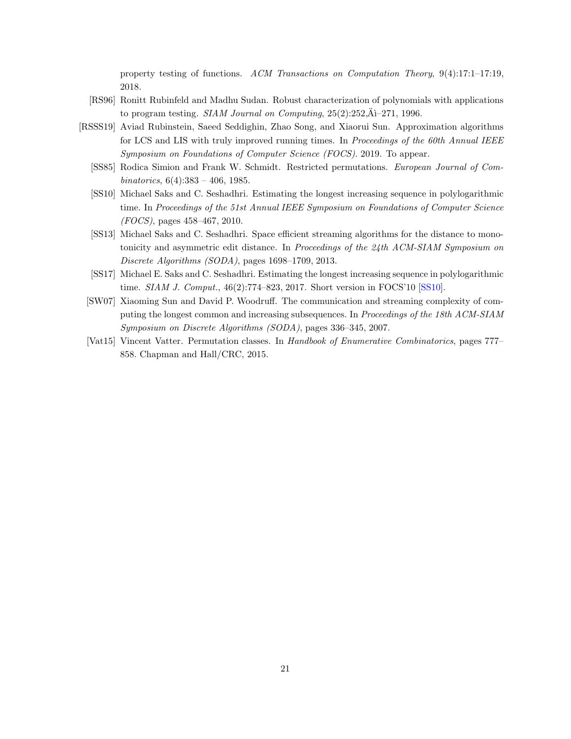property testing of functions. *ACM Transactions on Computation Theory*, 9(4):17:1–17:19, 2018.

[RS96] Ronitt Rubinfeld and Madhu Sudan. Robust characterization of polynomials with applications to program testing. *SIAM Journal on Computing*, 25(2):252,Äì–271, 1996.

[RSSS19] Aviad Rubinstein, Saeed Seddighin, Zhao Song, and Xiaorui Sun. Approximation algorithms for LCS and LIS with truly improved running times. In *Proceedings of the 60th Annual IEEE Symposium on Foundations of Computer Science (FOCS)*. 2019. To appear.

[SS85] Rodica Simion and Frank W. Schmidt. Restricted permutations. *European Journal of Combinatorics*, 6(4):383 – 406, 1985.

[SS10] Michael Saks and C. Seshadhri. Estimating the longest increasing sequence in polylogarithmic time. In *Proceedings of the 51st Annual IEEE Symposium on Foundations of Computer Science (FOCS)*, pages 458–467, 2010.

[SS13] Michael Saks and C. Seshadhri. Space efficient streaming algorithms for the distance to monotonicity and asymmetric edit distance. In *Proceedings of the 24th ACM-SIAM Symposium on Discrete Algorithms (SODA)*, pages 1698–1709, 2013.

[SS17] Michael E. Saks and C. Seshadhri. Estimating the longest increasing sequence in polylogarithmic time. *SIAM J. Comput.*, 46(2):774–823, 2017. Short version in FOCS'10 [SS10].

[SW07] Xiaoming Sun and David P. Woodruff. The communication and streaming complexity of computing the longest common and increasing subsequences. In *Proceedings of the 18th ACM-SIAM Symposium on Discrete Algorithms (SODA)*, pages 336–345, 2007.

[Vat15] Vincent Vatter. Permutation classes. In *Handbook of Enumerative Combinatorics*, pages 777–858. Chapman and Hall/CRC, 2015.